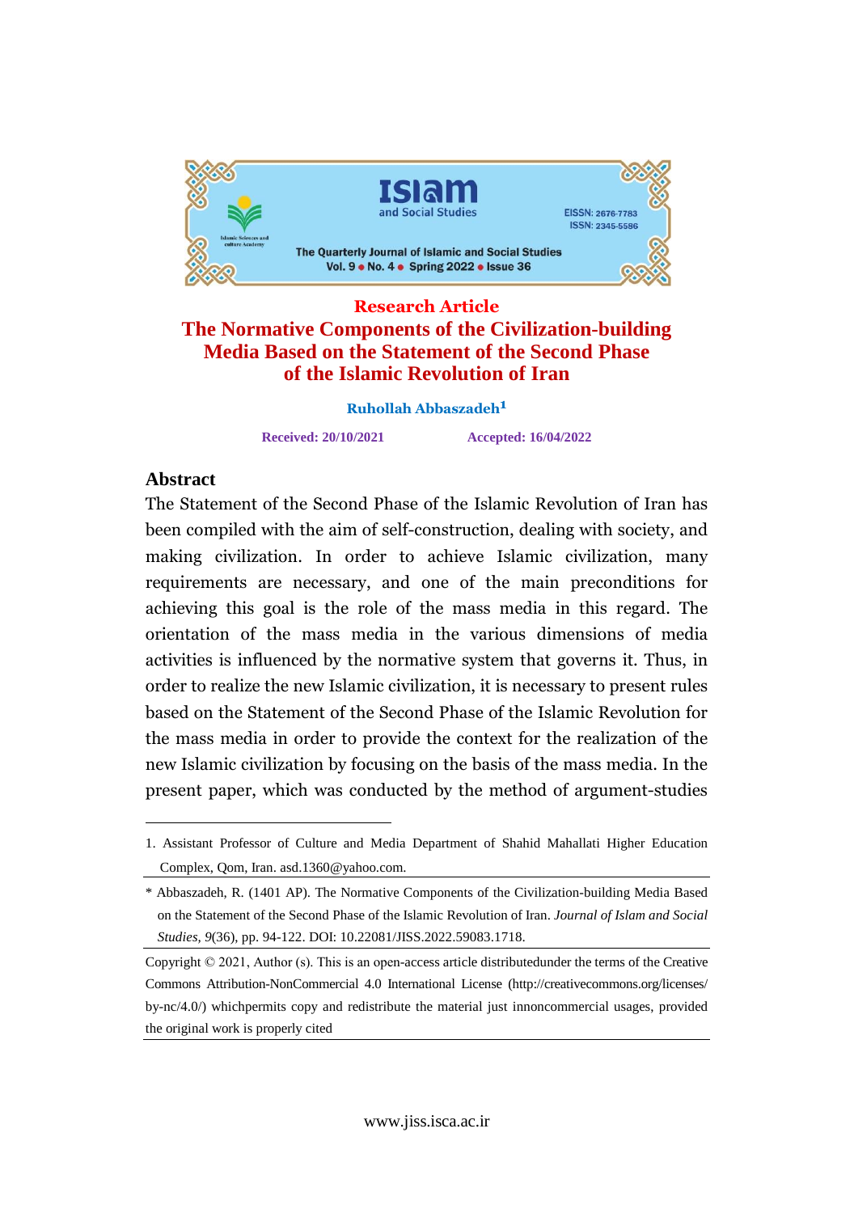Research Article

# The Normative Components of the Civilization-building Media Based on the Statement of the Second Phase of the Islamic Revolution of Iran

**Ruhollah Abbaszadeh**[1]

**Received: 20/10/2021** **Accepted: 16/04/2022**

## Abstract

The Statement of the Second Phase of the Islamic Revolution of Iran has been compiled with the aim of self-construction, dealing with society, and making civilization. In order to achieve Islamic civilization, many requirements are necessary, and one of the main preconditions for achieving this goal is the role of the mass media in this regard. The orientation of the mass media in the various dimensions of media activities is influenced by the normative system that governs it. Thus, in order to realize the new Islamic civilization, it is necessary to present rules based on the Statement of the Second Phase of the Islamic Revolution for the mass media in order to provide the context for the realization of the new Islamic civilization by focusing on the basis of the mass media. In the present paper, which was conducted by the method of argument-studies

---

1. Assistant Professor of Culture and Media Department of Shahid Mahallati Higher Education Complex, Qom, Iran. asd.1360@yahoo.com.

\* Abbaszadeh, R. (1401 AP). The Normative Components of the Civilization-building Media Based on the Statement of the Second Phase of the Islamic Revolution of Iran. *Journal of Islam and Social Studies, 9*(36), pp. 94-122. DOI: 10.22081/JISS.2022.59083.1718.

Copyright © 2021, Author (s). This is an open-access article distributedunder the terms of the Creative Commons Attribution-NonCommercial 4.0 International License (http://creativecommons.org/licenses/by-nc/4.0/) whichpermits copy and redistribute the material just innoncommercial usages, provided the original work is properly cited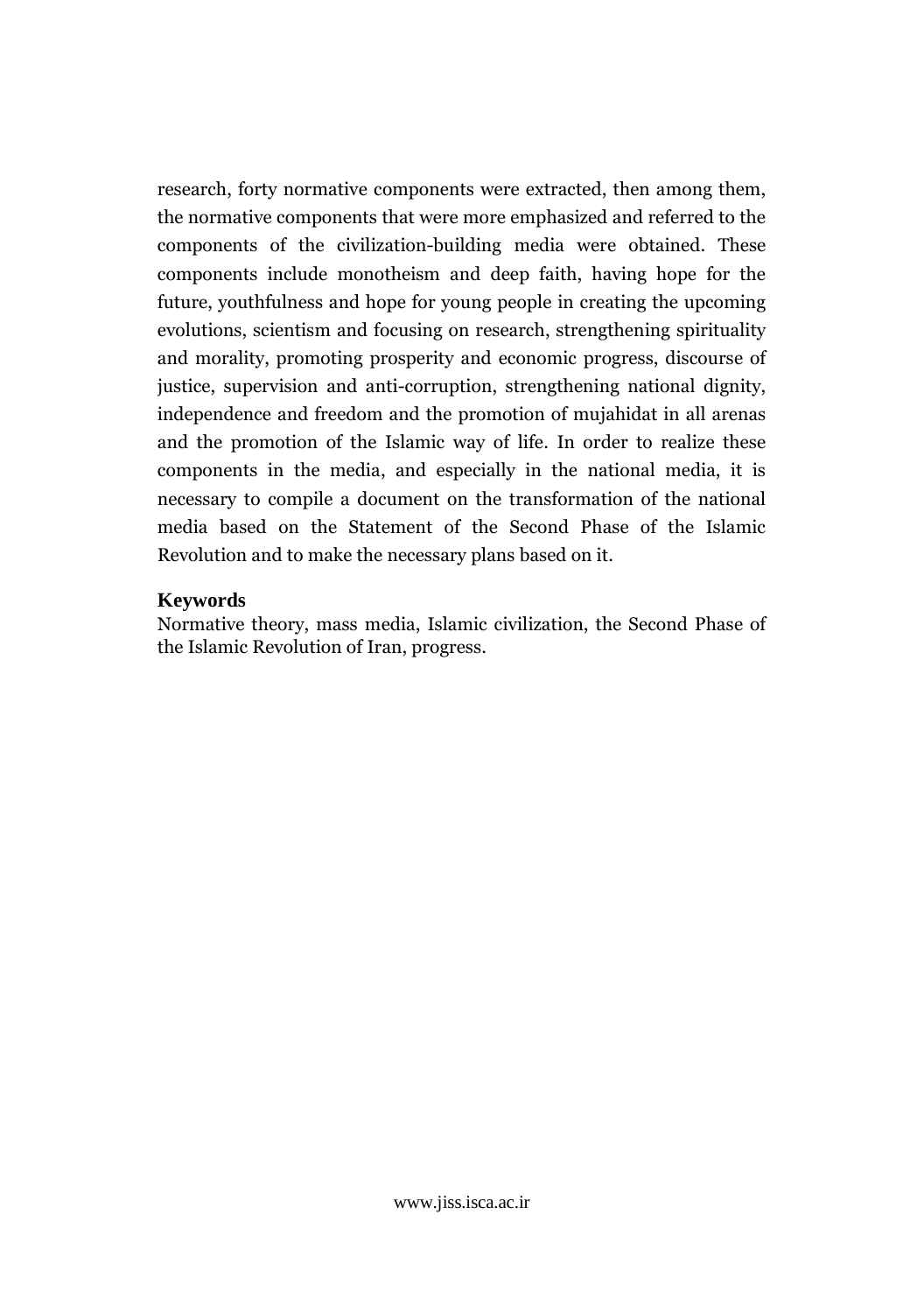research, forty normative components were extracted, then among them, the normative components that were more emphasized and referred to the components of the civilization-building media were obtained. These components include monotheism and deep faith, having hope for the future, youthfulness and hope for young people in creating the upcoming evolutions, scientism and focusing on research, strengthening spirituality and morality, promoting prosperity and economic progress, discourse of justice, supervision and anti-corruption, strengthening national dignity, independence and freedom and the promotion of mujahidat in all arenas and the promotion of the Islamic way of life. In order to realize these components in the media, and especially in the national media, it is necessary to compile a document on the transformation of the national media based on the Statement of the Second Phase of the Islamic Revolution and to make the necessary plans based on it.

**Keywords**

Normative theory, mass media, Islamic civilization, the Second Phase of the Islamic Revolution of Iran, progress.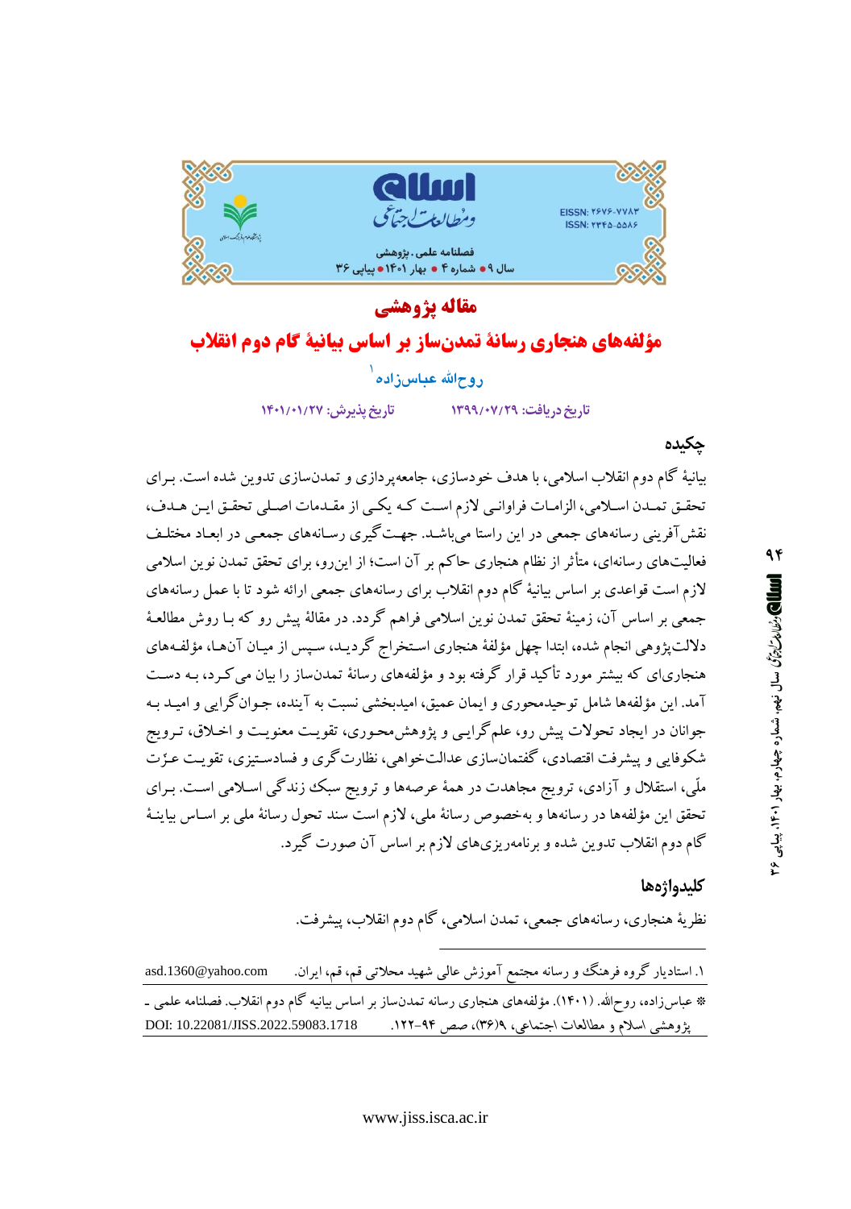## مقاله پژوهشی

# مؤلفه‌های هنجاری رسانهٔ تمدن‌ساز بر اساس بیانیهٔ گام دوم انقلاب

روح‌الله عباس‌زاده[1]

تاریخ دریافت: ۱۳۹۹/۰۷/۲۹ تاریخ پذیرش: ۱۴۰۱/۰۱/۲۷

## چکیده

بیانیهٔ گام دوم انقلاب اسلامی، با هدف خودسازی، جامعه‌پردازی و تمدن‌سازی تدوین شده است. برای تحقق تمدن اسلامی، الزامات فراوانی لازم است که یکی از مقدمات اصلی تحقق این هدف، نقش‌آفرینی رسانه‌های جمعی در این راستا می‌باشد. جهت‌گیری رسانه‌های جمعی در ابعاد مختلف فعالیت‌های رسانه‌ای، متأثر از نظام هنجاری حاکم بر آن است؛ از این‌رو، برای تحقق تمدن نوین اسلامی لازم است قواعدی بر اساس بیانیهٔ گام دوم انقلاب برای رسانه‌های جمعی ارائه شود تا با عمل رسانه‌های جمعی بر اساس آن، زمینهٔ تحقق تمدن نوین اسلامی فراهم گردد. در مقالهٔ پیش رو که با روش مطالعهٔ دلالت‌پژوهی انجام شده، ابتدا چهل مؤلفهٔ هنجاری استخراج گردید، سپس از میان آن‌ها، مؤلفه‌های هنجاری‌ای که بیشتر مورد تأکید قرار گرفته بود و مؤلفه‌های رسانهٔ تمدن‌ساز را بیان می‌کرد، به دست آمد. این مؤلفه‌ها شامل توحیدمحوری و ایمان عمیق، امیدبخشی نسبت به آینده، جوان‌گرایی و امید به جوانان در ایجاد تحولات پیش رو، علم‌گرایی و پژوهش‌محوری، تقویت معنویت و اخلاق، ترویج شکوفایی و پیشرفت اقتصادی، گفتمان‌سازی عدالت‌خواهی، نظارت‌گری و فسادستیزی، تقویت عزّت ملّی، استقلال و آزادی، ترویج مجاهدت در همهٔ عرصه‌ها و ترویج سبک زندگی اسلامی است. برای تحقق این مؤلفه‌ها در رسانه‌ها و به‌خصوص رسانهٔ ملی، لازم است سند تحول رسانهٔ ملی بر اساس بیانیهٔ گام دوم انقلاب تدوین شده و برنامه‌ریزی‌های لازم بر اساس آن صورت گیرد.

## کلیدواژه‌ها

نظریهٔ هنجاری، رسانه‌های جمعی، تمدن اسلامی، گام دوم انقلاب، پیشرفت.

---

[1]. استادیار گروه فرهنگ و رسانه مجتمع آموزش عالی شهید محلاتی قم، قم، ایران. asd.1360@yahoo.com

\* عباس‌زاده، روح‌الله. (۱۴۰۱). مؤلفه‌های هنجاری رسانه تمدن‌ساز بر اساس بیانیه گام دوم انقلاب. فصلنامه علمی ـ پژوهشی اسلام و مطالعات اجتماعی، ۹(۳۶)، صص ۹۴-۱۲۲. DOI: 10.22081/JISS.2022.59083.1718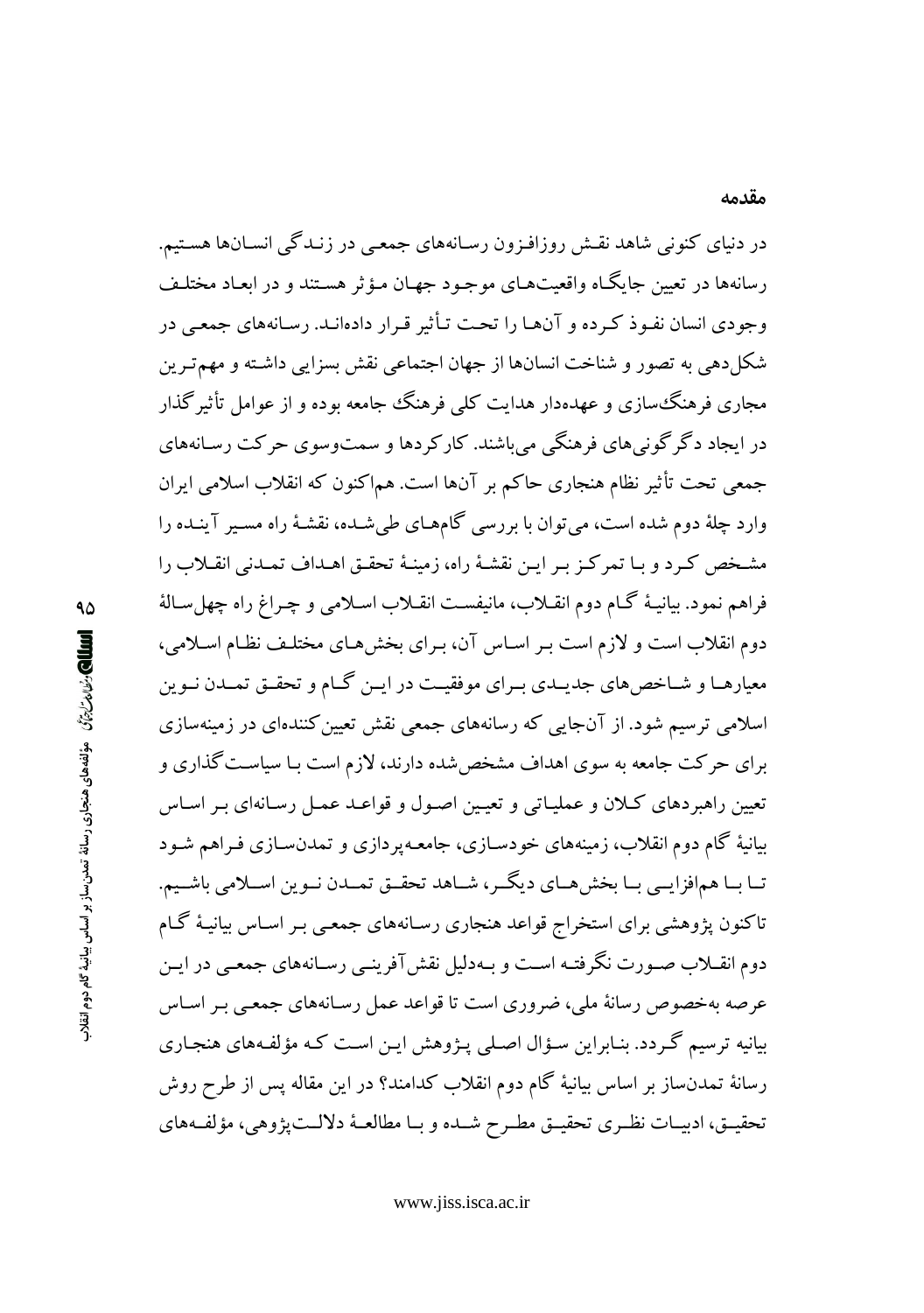## مقدمه

در دنیای کنونی شاهد نقش روزافزون رسانه‌های جمعی در زندگی انسان‌ها هستیم. رسانه‌ها در تعیین جایگاه واقعیت‌های موجود جهان مؤثر هستند و در ابعاد مختلف وجودی انسان نفوذ کرده و آن‌ها را تحت تأثیر قرار داده‌اند. رسانه‌های جمعی در شکل‌دهی به تصور و شناخت انسان‌ها از جهان اجتماعی نقش بسزایی داشته و مهم‌ترین مجاری فرهنگ‌سازی و عهده‌دار هدایت کلی فرهنگ جامعه بوده و از عوامل تأثیرگذار در ایجاد دگرگونی‌های فرهنگی می‌باشند. کارکردها و سمت‌وسوی حرکت رسانه‌های جمعی تحت تأثیر نظام هنجاری حاکم بر آن‌ها است. هم‌اکنون که انقلاب اسلامی ایران وارد چلهٔ دوم شده است، می‌توان با بررسی گام‌های طی‌شده، نقشهٔ راه مسیر آینده را مشخص کرد و با تمرکز بر این نقشهٔ راه، زمینهٔ تحقق اهداف تمدنی انقلاب را فراهم نمود. بیانیهٔ گام دوم انقلاب، مانیفست انقلاب اسلامی و چراغ راه چهل‌سالهٔ دوم انقلاب است و لازم است بر اساس آن، برای بخش‌های مختلف نظام اسلامی، معیارها و شاخص‌های جدیدی برای موفقیت در این گام و تحقق تمدن نوین اسلامی ترسیم شود. از آن‌جایی که رسانه‌های جمعی نقش تعیین‌کننده‌ای در زمینه‌سازی برای حرکت جامعه به سوی اهداف مشخص‌شده دارند، لازم است با سیاست‌گذاری و تعیین راهبردهای کلان و عملیاتی و تعیین اصول و قواعد عمل رسانه‌ای بر اساس بیانیهٔ گام دوم انقلاب، زمینه‌های خودسازی، جامعه‌پردازی و تمدن‌سازی فراهم شود تا با هم‌افزایی با بخش‌های دیگر، شاهد تحقق تمدن نوین اسلامی باشیم. تاکنون پژوهشی برای استخراج قواعد هنجاری رسانه‌های جمعی بر اساس بیانیهٔ گام دوم انقلاب صورت نگرفته است و به‌دلیل نقش‌آفرینی رسانه‌های جمعی در این عرصه به‌خصوص رسانهٔ ملی، ضروری است تا قواعد عمل رسانه‌های جمعی بر اساس بیانیه ترسیم گردد. بنابراین سؤال اصلی پژوهش این است که مؤلفه‌های هنجاری رسانهٔ تمدن‌ساز بر اساس بیانیهٔ گام دوم انقلاب کدامند؟ در این مقاله پس از طرح روش تحقیق، ادبیات نظری تحقیق مطرح شده و با مطالعهٔ دلالت‌پژوهی، مؤلفه‌های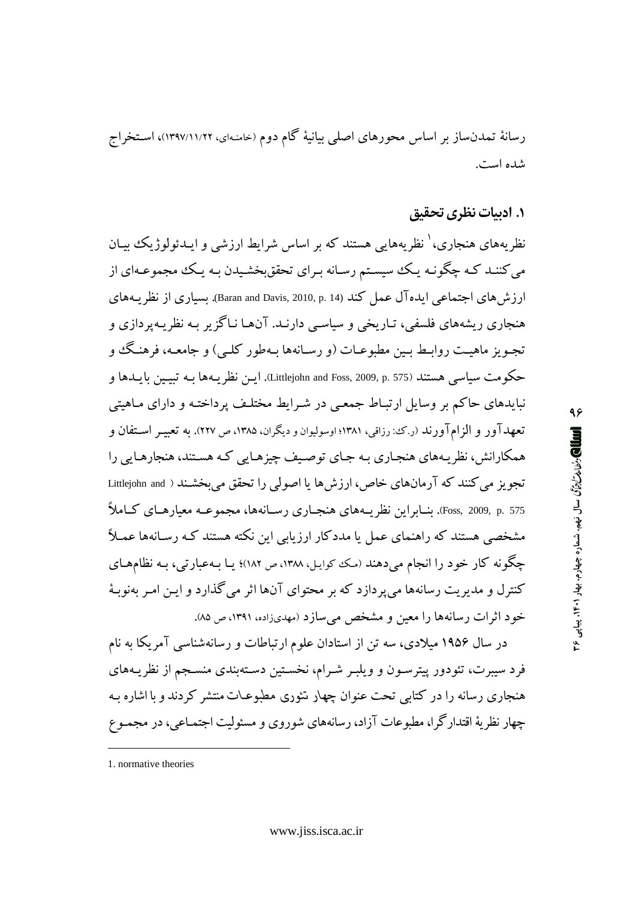رسانهٔ تمدن‌ساز بر اساس محورهای اصلی بیانیهٔ گام دوم (خامنه‌ای، ۱۳۹۷/۱۱/۲۲)، استخراج شده است.

## ۱. ادبیات نظری تحقیق

نظریه‌های هنجاری،[1] نظریه‌هایی هستند که بر اساس شرایط ارزشی و ایدئولوژیک بیان می‌کنند که چگونه یک سیستم رسانه برای تحقق‌بخشیدن به یک مجموعه‌ای از ارزش‌های اجتماعی ایده‌آل عمل کند (Baran and Davis, 2010, p. 14). بسیاری از نظریه‌های هنجاری ریشه‌های فلسفی، تاریخی و سیاسی دارند. آن‌ها ناگزیر به نظریه‌پردازی و تجویز ماهیت روابط بین مطبوعات (و رسانه‌ها به‌طور کلی) و جامعه، فرهنگ و حکومت سیاسی هستند (Littlejohn and Foss, 2009, p. 575). این نظریه‌ها به تبیین بایدها و نبایدهای حاکم بر وسایل ارتباط جمعی در شرایط مختلف پرداخته و دارای ماهیتی تعهدآور و الزام‌آورند (ر.ک: رزاقی، ۱۳۸۱؛ اوسولیوان و دیگران، ۱۳۸۵، ص ۲۲۷). به تعبیر استفان و همکارانش، نظریه‌های هنجاری به جای توصیف چیزهایی که هستند، هنجارهایی را تجویز می‌کنند که آرمان‌های خاص، ارزش‌ها یا اصولی را تحقق می‌بخشند (Littlejohn and Foss, 2009, p. 575). بنابراین نظریه‌های هنجاری رسانه‌ها، مجموعه معیارهای کاملاً مشخصی هستند که راهنمای عمل یا مددکار ارزیابی این نکته هستند که رسانه‌ها عملاً چگونه کار خود را انجام می‌دهند (مک کوایل، ۱۳۸۸، ص ۱۸۲)؛ یا به‌عبارتی، به نظام‌های کنترل و مدیریت رسانه‌ها می‌پردازد که بر محتوای آن‌ها اثر می‌گذارد و این امر به‌نوبهٔ خود اثرات رسانه‌ها را معین و مشخص می‌سازد (مهدی‌زاده، ۱۳۹۱، ص ۸۵).

در سال ۱۹۵۶ میلادی، سه تن از استادان علوم ارتباطات و رسانه‌شناسی آمریکا به نام فرد سیبرت، تئودور پیترسون و ویلبر شرام، نخستین دسته‌بندی منسجم از نظریه‌های هنجاری رسانه را در کتابی تحت عنوان چهار تئوری مطبوعات منتشر کردند و با اشاره به چهار نظریهٔ اقتدارگرا، مطبوعات آزاد، رسانه‌های شوروی و مسئولیت اجتماعی، در مجموع

---

1. normative theories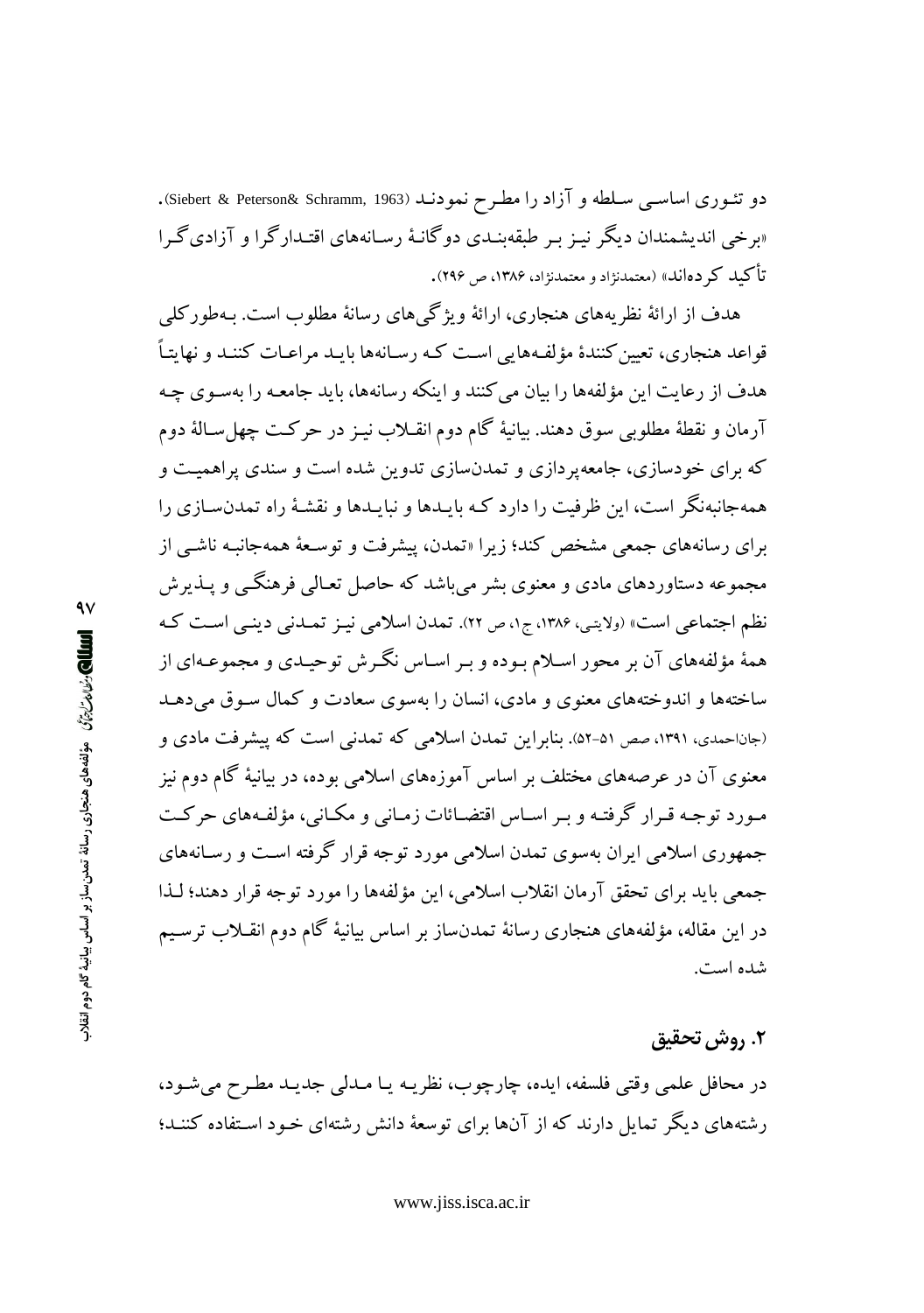دو تئوری اساسی سلطه و آزاد را مطرح نمودند (Siebert & Peterson& Schramm, 1963). «برخی اندیشمندان دیگر نیز بر طبقه‌بندی دوگانهٔ رسانه‌های اقتدارگرا و آزادی‌گرا تأکید کرده‌اند» (معتمدنژاد و معتمدنژاد، ۱۳۸۶، ص ۲۹۶).

هدف از ارائهٔ نظریه‌های هنجاری، ارائهٔ ویژگی‌های رسانهٔ مطلوب است. به‌طورکلی قواعد هنجاری، تعیین‌کنندهٔ مؤلفه‌هایی است که رسانه‌ها باید مراعات کنند و نهایتاً هدف از رعایت این مؤلفه‌ها را بیان می‌کنند و اینکه رسانه‌ها، باید جامعه را به‌سوی چه آرمان و نقطهٔ مطلوبی سوق دهند. بیانیهٔ گام دوم انقلاب نیز در حرکت چهل‌سالهٔ دوم که برای خودسازی، جامعه‌پردازی و تمدن‌سازی تدوین شده است و سندی پراهمیت و همه‌جانبه‌نگر است، این ظرفیت را دارد که بایدها و نبایدها و نقشهٔ راه تمدن‌سازی را برای رسانه‌های جمعی مشخص کند؛ زیرا «تمدن، پیشرفت و توسعهٔ همه‌جانبه ناشی از مجموعه دستاوردهای مادی و معنوی بشر می‌باشد که حاصل تعالی فرهنگی و پذیرش نظم اجتماعی است» (ولایتی، ۱۳۸۶، ج۱، ص ۲۲). تمدن اسلامی نیز تمدنی دینی است که همهٔ مؤلفه‌های آن بر محور اسلام بوده و بر اساس نگرش توحیدی و مجموعه‌ای از ساخته‌ها و اندوخته‌های معنوی و مادی، انسان را به‌سوی سعادت و کمال سوق می‌دهد (جان‌احمدی، ۱۳۹۱، صص ۵۱-۵۲). بنابراین تمدن اسلامی که تمدنی است که پیشرفت مادی و معنوی آن در عرصه‌های مختلف بر اساس آموزه‌های اسلامی بوده، در بیانیهٔ گام دوم نیز مورد توجه قرار گرفته و بر اساس اقتضائات زمانی و مکانی، مؤلفه‌های حرکت جمهوری اسلامی ایران به‌سوی تمدن اسلامی مورد توجه قرار گرفته است و رسانه‌های جمعی باید برای تحقق آرمان انقلاب اسلامی، این مؤلفه‌ها را مورد توجه قرار دهند؛ لذا در این مقاله، مؤلفه‌های هنجاری رسانهٔ تمدن‌ساز بر اساس بیانیهٔ گام دوم انقلاب ترسیم شده است.

## ۲. روش تحقیق

در محافل علمی وقتی فلسفه، ایده، چارچوب، نظریه یا مدلی جدید مطرح می‌شود، رشته‌های دیگر تمایل دارند که از آن‌ها برای توسعهٔ دانش رشته‌ای خود استفاده کنند؛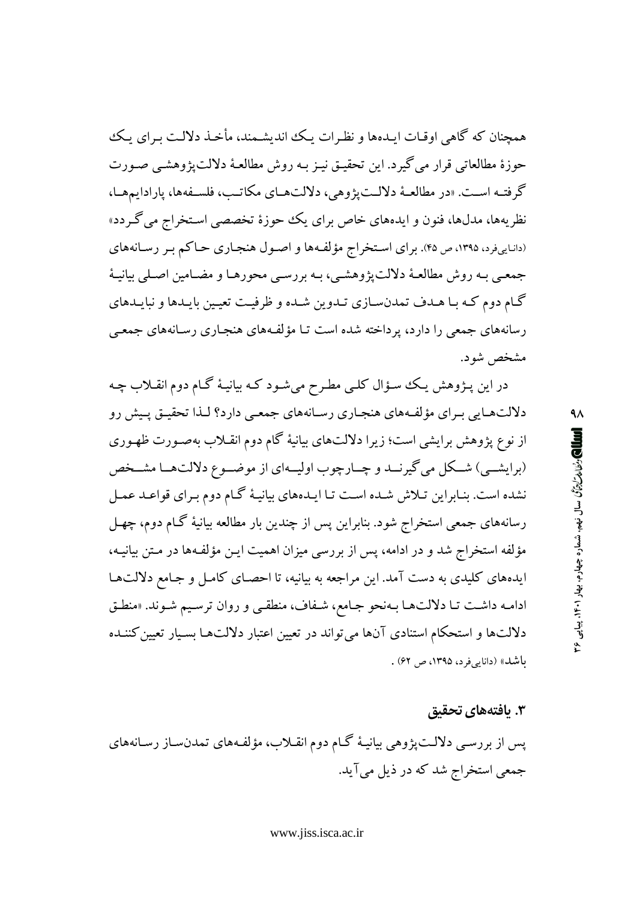همچنان که گاهی اوقات ایده‌ها و نظرات یک اندیشمند، مأخذ دلالت برای یک حوزهٔ مطالعاتی قرار می‌گیرد. این تحقیق نیز به روش مطالعهٔ دلالت‌پژوهشی صورت گرفته است. «در مطالعهٔ دلالت‌پژوهی، دلالت‌های مکاتب، فلسفه‌ها، پارادایم‌ها، نظریه‌ها، مدل‌ها، فنون و ایده‌های خاص برای یک حوزهٔ تخصصی استخراج می‌گردد» (دانایی‌فرد، ۱۳۹۵، ص ۴۵). برای استخراج مؤلفه‌ها و اصول هنجاری حاکم بر رسانه‌های جمعی به روش مطالعهٔ دلالت‌پژوهشی، به بررسی محورها و مضامین اصلی بیانیهٔ گام دوم که با هدف تمدن‌سازی تدوین شده و ظرفیت تعیین بایدها و نبایدهای رسانه‌های جمعی را دارد، پرداخته شده است تا مؤلفه‌های هنجاری رسانه‌های جمعی مشخص شود.

در این پژوهش یک سؤال کلی مطرح می‌شود که بیانیهٔ گام دوم انقلاب چه دلالت‌هایی برای مؤلفه‌های هنجاری رسانه‌های جمعی دارد؟ لذا تحقیق پیش رو از نوع پژوهش برایشی است؛ زیرا دلالت‌های بیانیهٔ گام دوم انقلاب به‌صورت ظهوری (برایشی) شکل می‌گیرند و چارچوب اولیه‌ای از موضوع دلالت‌ها مشخص نشده است. بنابراین تلاش شده است تا ایده‌های بیانیهٔ گام دوم برای قواعد عمل رسانه‌های جمعی استخراج شود. بنابراین پس از چندین بار مطالعه بیانیهٔ گام دوم، چهل مؤلفه استخراج شد و در ادامه، پس از بررسی میزان اهمیت این مؤلفه‌ها در متن بیانیه، ایده‌های کلیدی به دست آمد. این مراجعه به بیانیه، تا احصای کامل و جامع دلالت‌ها ادامه داشت تا دلالت‌ها به‌نحو جامع، شفاف، منطقی و روان ترسیم شوند. «منطق دلالت‌ها و استحکام استنادی آن‌ها می‌تواند در تعیین اعتبار دلالت‌ها بسیار تعیین‌کننده باشد» (دانایی‌فرد، ۱۳۹۵، ص ۶۲).

### ۳. یافته‌های تحقیق

پس از بررسی دلالت‌پژوهی بیانیهٔ گام دوم انقلاب، مؤلفه‌های تمدن‌ساز رسانه‌های جمعی استخراج شد که در ذیل می‌آید.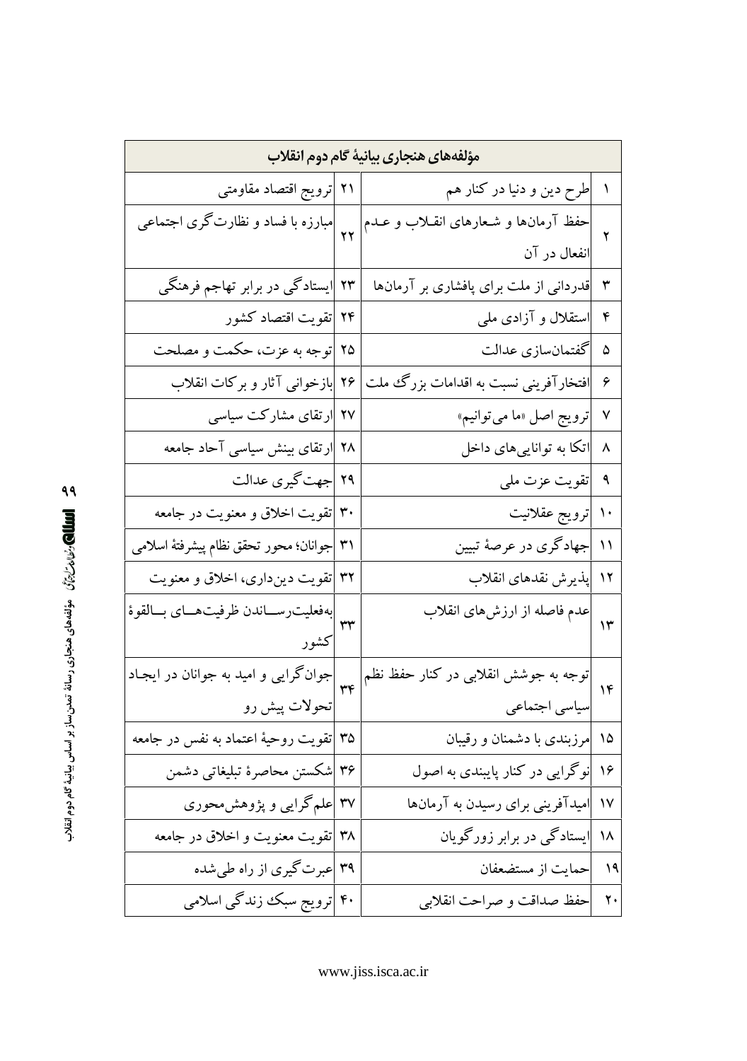| مؤلفه‌های هنجاری بیانیهٔ گام دوم انقلاب | | | |
|---|---|---|---|
| ۱ | طرح دین و دنیا در کنار هم | ۲۱ | ترویج اقتصاد مقاومتی |
| ۲ | حفظ آرمان‌ها و شعارهای انقلاب و عدم انفعال در آن | ۲۲ | مبارزه با فساد و نظارت‌گری اجتماعی |
| ۳ | قدردانی از ملت برای پافشاری بر آرمان‌ها | ۲۳ | ایستادگی در برابر تهاجم فرهنگی |
| ۴ | استقلال و آزادی ملی | ۲۴ | تقویت اقتصاد کشور |
| ۵ | گفتمان‌سازی عدالت | ۲۵ | توجه به عزت، حکمت و مصلحت |
| ۶ | افتخارآفرینی نسبت به اقدامات بزرگ ملت | ۲۶ | بازخوانی آثار و برکات انقلاب |
| ۷ | ترویج اصل «ما می‌توانیم» | ۲۷ | ارتقای مشارکت سیاسی |
| ۸ | اتکا به توانایی‌های داخل | ۲۸ | ارتقای بینش سیاسی آحاد جامعه |
| ۹ | تقویت عزت ملی | ۲۹ | جهت‌گیری عدالت |
| ۱۰ | ترویج عقلانیت | ۳۰ | تقویت اخلاق و معنویت در جامعه |
| ۱۱ | جهادگری در عرصهٔ تبیین | ۳۱ | جوانان؛ محور تحقق نظام پیشرفتهٔ اسلامی |
| ۱۲ | پذیرش نقدهای انقلاب | ۳۲ | تقویت دین‌داری، اخلاق و معنویت |
| ۱۳ | عدم فاصله از ارزش‌های انقلاب | ۳۳ | به‌فعلیت‌رساندن ظرفیت‌های بالقوهٔ کشور |
| ۱۴ | توجه به جوشش انقلابی در کنار حفظ نظم سیاسی اجتماعی | ۳۴ | جوان‌گرایی و امید به جوانان در ایجاد تحولات پیش رو |
| ۱۵ | مرزبندی با دشمنان و رقیبان | ۳۵ | تقویت روحیهٔ اعتماد به نفس در جامعه |
| ۱۶ | نوگرایی در کنار پایبندی به اصول | ۳۶ | شکستن محاصرهٔ تبلیغاتی دشمن |
| ۱۷ | امیدآفرینی برای رسیدن به آرمان‌ها | ۳۷ | علم‌گرایی و پژوهش‌محوری |
| ۱۸ | ایستادگی در برابر زورگویان | ۳۸ | تقویت معنویت و اخلاق در جامعه |
| ۱۹ | حمایت از مستضعفان | ۳۹ | عبرت‌گیری از راه طی‌شده |
| ۲۰ | حفظ صداقت و صراحت انقلابی | ۴۰ | ترویج سبک زندگی اسلامی |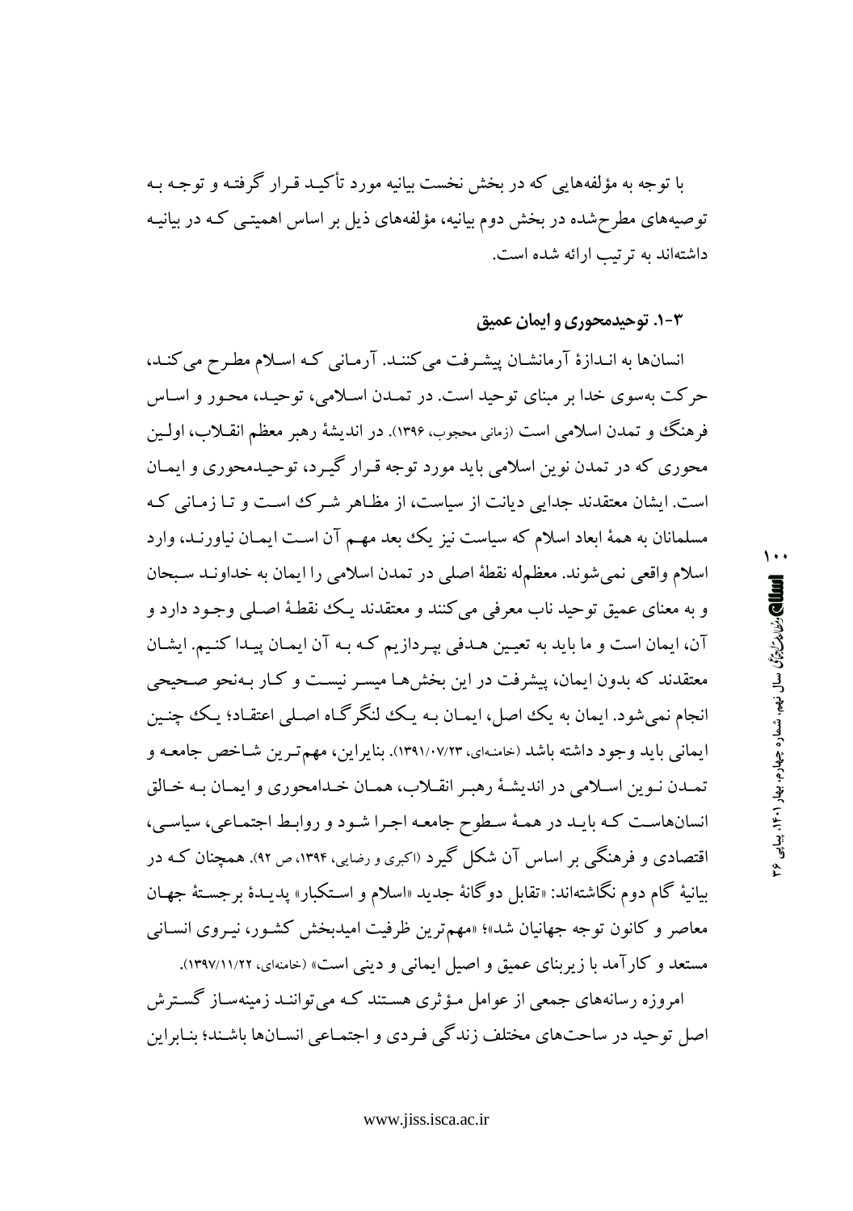با توجه به مؤلفه‌هایی که در بخش نخست بیانیه مورد تأکید قرار گرفته و توجه به توصیه‌های مطرح‌شده در بخش دوم بیانیه، مؤلفه‌های ذیل بر اساس اهمیتی که در بیانیه داشته‌اند به ترتیب ارائه شده است.

### ۳-۱. توحیدمحوری و ایمان عمیق

انسان‌ها به اندازهٔ آرمانشان پیشرفت می‌کنند. آرمانی که اسلام مطرح می‌کند، حرکت به‌سوی خدا بر مبنای توحید است. در تمدن اسلامی، توحید، محور و اساس فرهنگ و تمدن اسلامی است (زمانی محجوب، ۱۳۹۶). در اندیشهٔ رهبر معظم انقلاب، اولین محوری که در تمدن نوین اسلامی باید مورد توجه قرار گیرد، توحیدمحوری و ایمان است. ایشان معتقدند جدایی دیانت از سیاست، از مظاهر شرک است و تا زمانی که مسلمانان به همهٔ ابعاد اسلام که سیاست نیز یک بعد مهم آن است ایمان نیاورند، وارد اسلام واقعی نمی‌شوند. معظم‌له نقطهٔ اصلی در تمدن اسلامی را ایمان به خداوند سبحان و به معنای عمیق توحید ناب معرفی می‌کنند و معتقدند یک نقطهٔ اصلی وجود دارد و آن، ایمان است و ما باید به تعیین هدفی بپردازیم که به آن ایمان پیدا کنیم. ایشان معتقدند که بدون ایمان، پیشرفت در این بخش‌ها میسر نیست و کار به‌نحو صحیحی انجام نمی‌شود. ایمان به یک اصل، ایمان به یک لنگرگاه اصلی اعتقاد؛ یک چنین ایمانی باید وجود داشته باشد (خامنه‌ای، ۱۳۹۱/۰۷/۲۳). بنابراین، مهم‌ترین شاخص جامعه و تمدن نوین اسلامی در اندیشهٔ رهبر انقلاب، همان خدامحوری و ایمان به خالق انسان‌هاست که باید در همهٔ سطوح جامعه اجرا شود و روابط اجتماعی، سیاسی، اقتصادی و فرهنگی بر اساس آن شکل گیرد (اکبری و رضایی، ۱۳۹۴، ص ۹۲). همچنان که در بیانیهٔ گام دوم نگاشته‌اند: «تقابل دوگانهٔ جدید «اسلام و استکبار» پدیدهٔ برجستهٔ جهان معاصر و کانون توجه جهانیان شد»؛ «مهم‌ترین ظرفیت امیدبخش کشور، نیروی انسانی مستعد و کارآمد با زیربنای عمیق و اصیل ایمانی و دینی است» (خامنه‌ای، ۱۳۹۷/۱۱/۲۲).

امروزه رسانه‌های جمعی از عوامل مؤثری هستند که می‌توانند زمینه‌ساز گسترش اصل توحید در ساحت‌های مختلف زندگی فردی و اجتماعی انسان‌ها باشند؛ بنابراین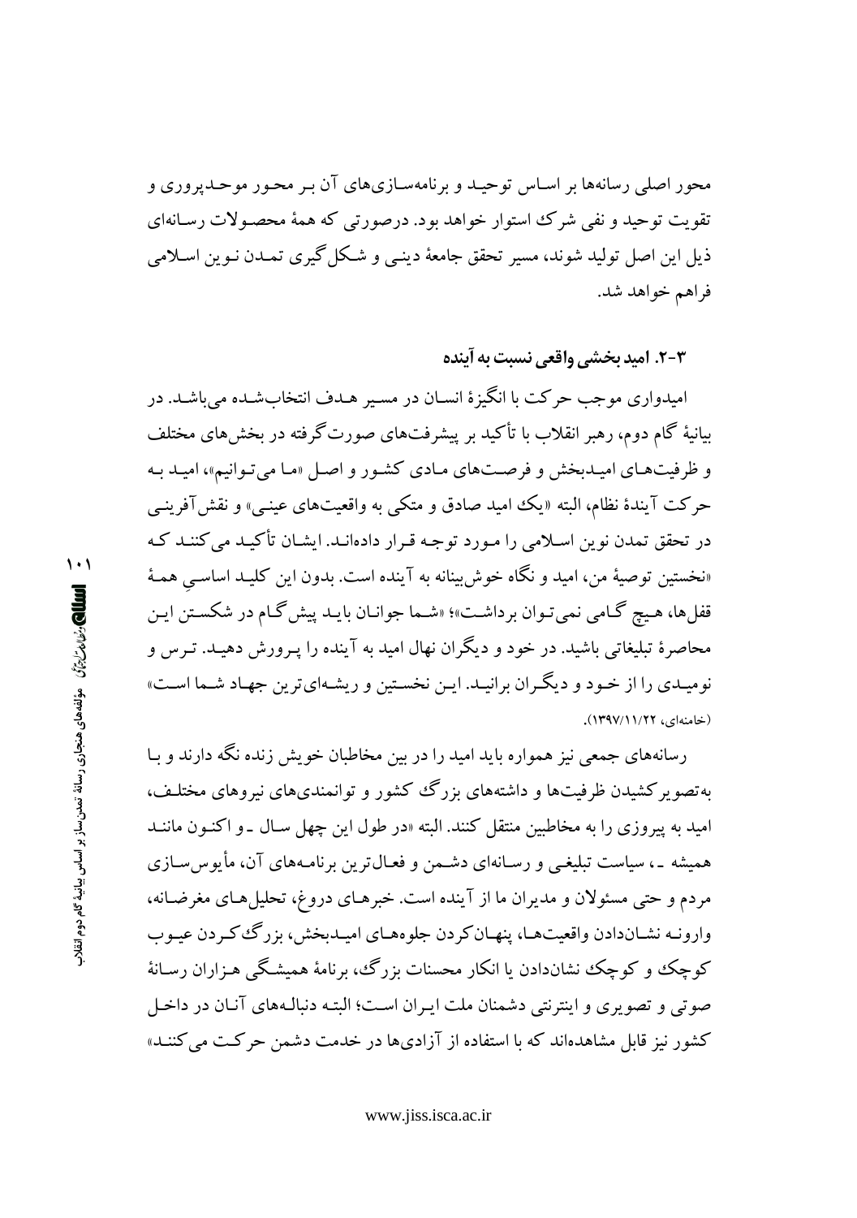محور اصلی رسانه‌ها بر اساس توحید و برنامه‌سازی‌های آن بر محور موحدپروری و تقویت توحید و نفی شرک استوار خواهد بود. درصورتی که همهٔ محصولات رسانه‌ای ذیل این اصل تولید شوند، مسیر تحقق جامعهٔ دینی و شکل‌گیری تمدن نوین اسلامی فراهم خواهد شد.

### ۳-۲. امید بخشی واقعی نسبت به آینده

امیدواری موجب حرکت با انگیزهٔ انسان در مسیر هدف انتخاب‌شده می‌باشد. در بیانیهٔ گام دوم، رهبر انقلاب با تأکید بر پیشرفت‌های صورت‌گرفته در بخش‌های مختلف و ظرفیت‌های امیدبخش و فرصت‌های مادی کشور و اصل «ما می‌توانیم»، امید به حرکت آیندهٔ نظام، البته «یک امید صادق و متکی به واقعیت‌های عینی» و نقش‌آفرینی در تحقق تمدن نوین اسلامی را مورد توجه قرار داده‌اند. ایشان تأکید می‌کنند که «نخستین توصیهٔ من، امید و نگاه خوش‌بینانه به آینده است. بدون این کلید اساسیِ همهٔ قفل‌ها، هیچ گامی نمی‌توان برداشت»؛ «شما جوانان باید پیش‌گام در شکستن این محاصرهٔ تبلیغاتی باشید. در خود و دیگران نهال امید به آینده را پرورش دهید. ترس و نومیدی را از خود و دیگران برانید. این نخستین و ریشه‌ای‌ترین جهاد شما است» (خامنه‌ای، ۱۳۹۷/۱۱/۲۲).

رسانه‌های جمعی نیز همواره باید امید را در بین مخاطبان خویش زنده نگه دارند و با به‌تصویرکشیدن ظرفیت‌ها و داشته‌های بزرگ کشور و توانمندی‌های نیروهای مختلف، امید به پیروزی را به مخاطبین منتقل کنند. البته «در طول این چهل سال ـ و اکنون مانند همیشه ـ، سیاست تبلیغی و رسانه‌ای دشمن و فعال‌ترین برنامه‌های آن، مأیوس‌سازی مردم و حتی مسئولان و مدیران ما از آینده است. خبرهای دروغ، تحلیل‌های مغرضانه، وارونه نشان‌دادن واقعیت‌ها، پنهان‌کردن جلوه‌های امیدبخش، بزرگ‌کردن عیوب کوچک و کوچک نشان‌دادن یا انکار محسنات بزرگ، برنامهٔ همیشگی هزاران رسانهٔ صوتی و تصویری و اینترنتی دشمنان ملت ایران است؛ البته دنباله‌های آنان در داخل کشور نیز قابل مشاهده‌اند که با استفاده از آزادی‌ها در خدمت دشمن حرکت می‌کنند»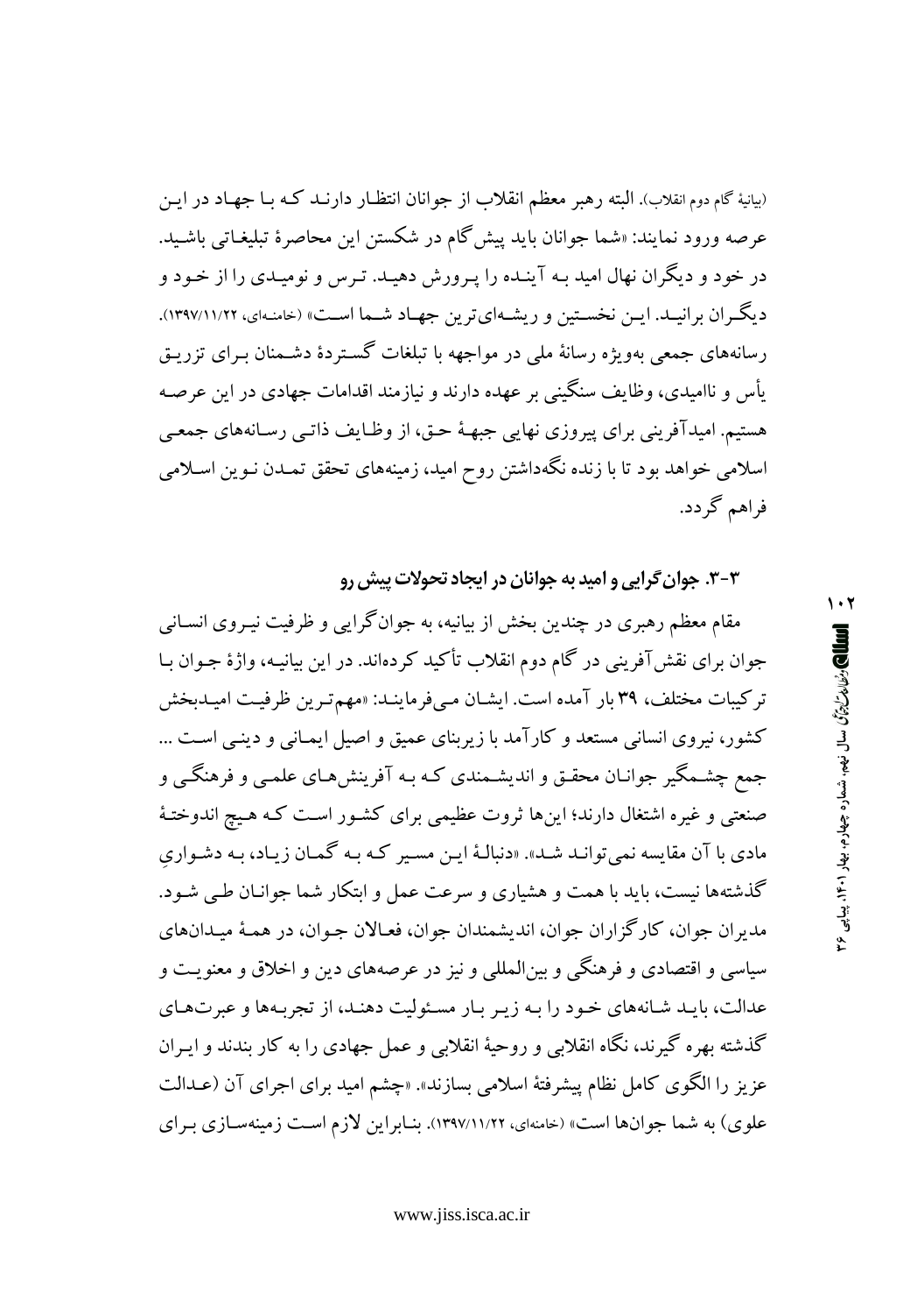(بیانیهٔ گام دوم انقلاب). البته رهبر معظم انقلاب از جوانان انتظار دارنـد کـه بـا جهـاد در ایـن عرصه ورود نمایند: «شما جوانان باید پیش‌گام در شکستن این محاصرهٔ تبلیغـاتی باشـید. در خود و دیگران نهال امید بـه آینـده را پـرورش دهیـد. تـرس و نومیـدی را از خـود و دیگـران برانیـد. ایـن نخسـتین و ریشـه‌ای‌ترین جهـاد شـما اسـت» (خامنه‌ای، ۱۳۹۷/۱۱/۲۲). رسانه‌های جمعی به‌ویژه رسانهٔ ملی در مواجهه با تبلغات گسـتردهٔ دشـمنان بـرای تزریـق یأس و ناامیدی، وظایف سنگینی بر عهده دارند و نیازمند اقدامات جهادی در این عرصـه هستیم. امیدآفرینی برای پیروزی نهایی جبههٔ حـق، از وظـایف ذاتـی رسـانه‌های جمعـی اسلامی خواهد بود تا با زنده نگه‌داشتن روح امید، زمینه‌های تحقق تمـدن نـوین اسـلامی فراهم گردد.

### ۳-۳. جوان‌گرایی و امید به جوانان در ایجاد تحولات پیش رو

مقام معظم رهبری در چندین بخش از بیانیه، به جوان‌گرایی و ظرفیت نیـروی انسـانی جوان برای نقش‌آفرینی در گام دوم انقلاب تأکید کرده‌اند. در این بیانیـه، واژهٔ جـوان بـا ترکیبات مختلف، ۳۹ بار آمده است. ایشـان مـی‌فرماینـد: «مهم‌تـرین ظرفیـت امیـدبخش کشور، نیروی انسانی مستعد و کارآمد با زیربنای عمیق و اصیل ایمـانی و دینـی اسـت ... جمع چشـمگیر جوانـان محقـق و اندیشـمندی کـه بـه آفرینش‌هـای علمـی و فرهنگـی و صنعتی و غیره اشتغال دارند؛ این‌ها ثروت عظیمی برای کشور اسـت کـه هـیچ اندوختـهٔ مادی با آن مقایسه نمی‌توانـد شـد». «دنبالـهٔ ایـن مسـیر کـه بـه گمـان زیـاد، بـه دشـواریِ گذشته‌ها نیست، باید با همت و هشیاری و سرعت عمل و ابتکار شما جوانـان طـی شـود. مدیران جوان، کارگزاران جوان، اندیشمندان جوان، فعـالان جـوان، در همـهٔ میـدان‌های سیاسی و اقتصادی و فرهنگی و بین‌المللی و نیز در عرصه‌های دین و اخلاق و معنویـت و عدالت، بایـد شـانه‌های خـود را بـه زیـر بـار مسئولیت دهنـد، از تجربـه‌ها و عبرت‌هـای گذشته بهره گیرند، نگاه انقلابی و روحیهٔ انقلابی و عمل جهادی را به کار بندند و ایـران عزیز را الگوی کامل نظام پیشرفتهٔ اسلامی بسازند». «چشم امید برای اجرای آن (عـدالت علوی) به شما جوان‌ها است» (خامنه‌ای، ۱۳۹۷/۱۱/۲۲). بنـابراین لازم اسـت زمینه‌سـازی بـرای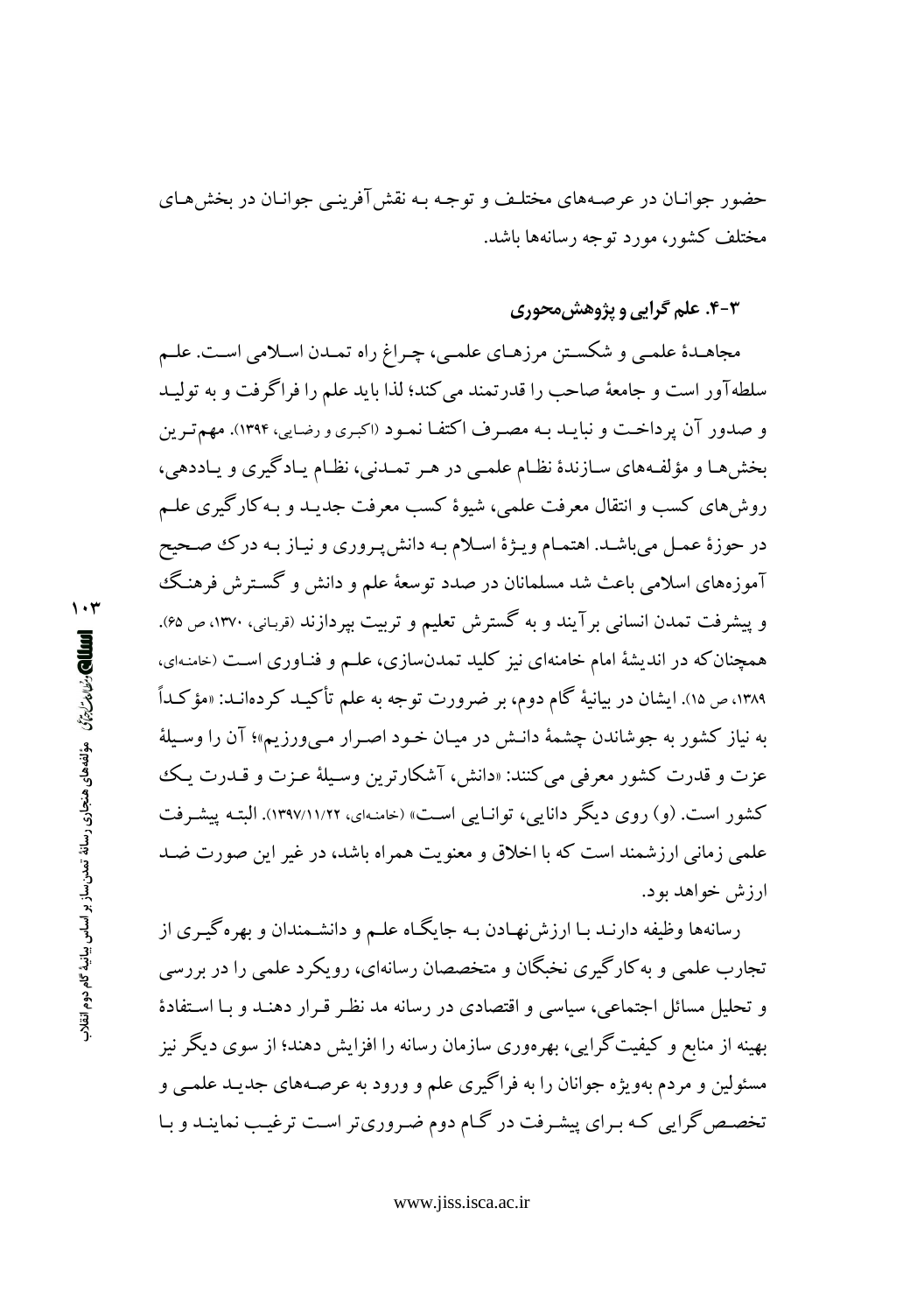حضور جوانـان در عرصـه‌های مختلـف و توجـه بـه نقش‌آفرینـی جوانـان در بخش‌هـای مختلف کشور، مورد توجه رسانه‌ها باشد.

### ۳-۴. علم‌گرایی و پژوهش‌محوری

مجاهـدهٔ علمـی و شکسـتن مرزهـای علمـی، چـراغ راه تمـدن اسـلامی اسـت. علـم سلطه‌آور است و جامعهٔ صاحب را قدرتمند می‌کند؛ لذا باید علم را فراگرفت و به تولیـد و صدور آن پرداخـت و نبایـد بـه مصـرف اکتفـا نمـود (اکبری و رضایی، ۱۳۹۴). مهم‌تـرین بخش‌هـا و مؤلفـه‌های سـازندهٔ نظـام علمـی در هـر تمـدنی، نظـام یـادگیری و یـاددهی، روش‌های کسب و انتقال معرفت علمی، شیوهٔ کسب معرفت جدیـد و بـه‌کارگیری علـم در حوزهٔ عمـل می‌باشـد. اهتمـام ویـژهٔ اسـلام بـه دانش‌پـروری و نیـاز بـه درک صـحیح آموزه‌های اسلامی باعث شد مسلمانان در صدد توسعهٔ علم و دانش و گسـترش فرهنـگ و پیشرفت تمدن انسانی برآیند و به گسترش تعلیم و تربیت بپردازند (قربانی، ۱۳۷۰، ص ۶۵). همچنان‌که در اندیشهٔ امام خامنه‌ای نیز کلید تمدن‌سازی، علـم و فنـاوری اسـت (خامنه‌ای، ۱۳۸۹، ص ۱۵). ایشان در بیانیهٔ گام دوم، بر ضرورت توجه به علم تأکیـد کرده‌انـد: «مؤکـداً به نیاز کشور به جوشاندن چشمهٔ دانـش در میـان خـود اصـرار مـی‌ورزیم»؛ آن را وسـیلهٔ عزت و قدرت کشور معرفی می‌کنند: «دانش، آشکارترین وسـیلهٔ عـزت و قـدرت یـک کشور است. (و) روی دیگر دانایی، توانـایی اسـت» (خامنه‌ای، ۱۳۹۷/۱۱/۲۲). البتـه پیشـرفت علمی زمانی ارزشمند است که با اخلاق و معنویت همراه باشد، در غیر این صورت ضـد ارزش خواهد بود.

رسانه‌ها وظیفه دارنـد بـا ارزش‌نهـادن بـه جایگـاه علـم و دانشـمندان و بهره‌گیـری از تجارب علمی و به‌کارگیری نخبگان و متخصصان رسانه‌ای، رویکرد علمی را در بررسی و تحلیل مسائل اجتماعی، سیاسی و اقتصادی در رسانه مد نظر قـرار دهنـد و بـا اسـتفادهٔ بهینه از منابع و کیفیت‌گرایی، بهره‌وری سازمان رسانه را افزایش دهند؛ از سوی دیگر نیز مسئولین و مردم به‌ویژه جوانان را به فراگیری علم و ورود به عرصـه‌های جدیـد علمـی و تخصـص‌گرایی کـه بـرای پیشـرفت در گـام دوم ضـروری‌تر اسـت ترغیـب نماینـد و بـا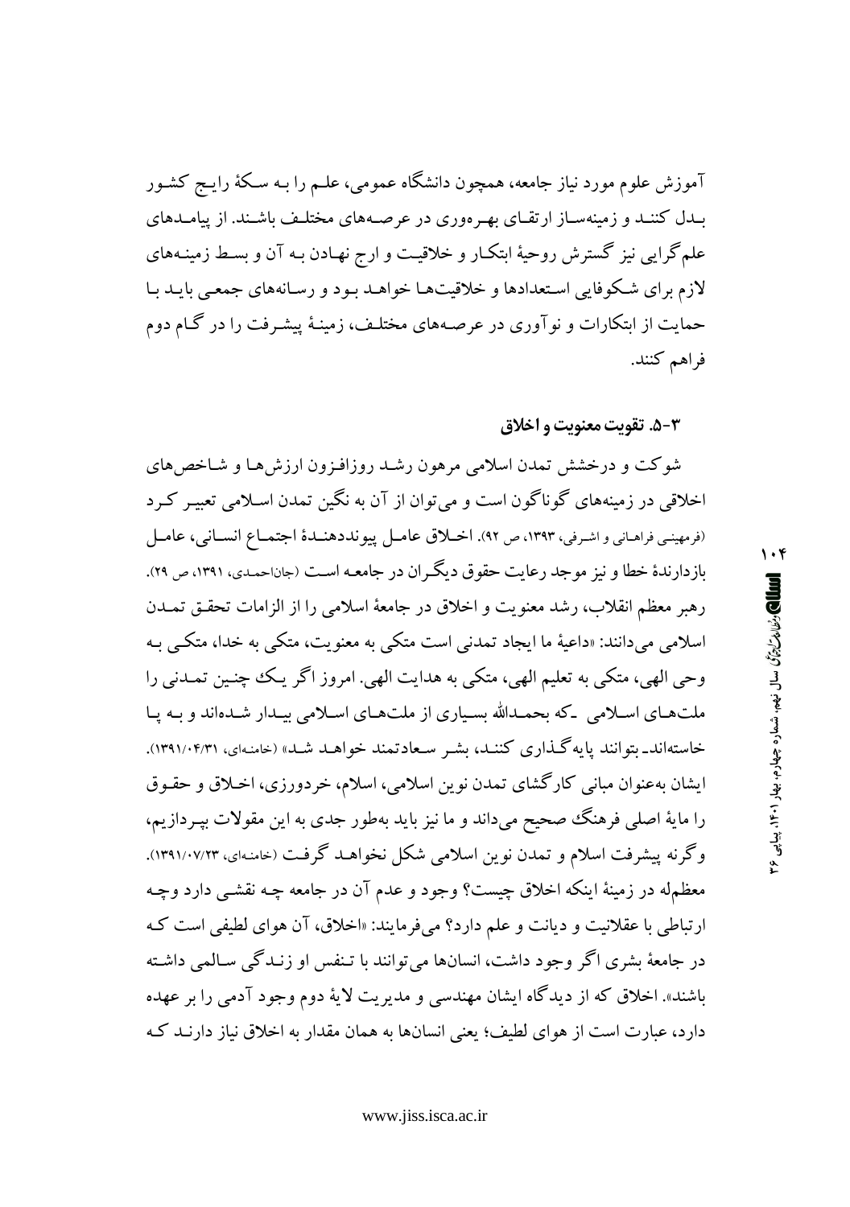آموزش علوم مورد نیاز جامعه، همچون دانشگاه عمومی، علم را به سکهٔ رایج کشور بدل کنند و زمینه‌ساز ارتقای بهره‌وری در عرصه‌های مختلف باشند. از پیامدهای علم‌گرایی نیز گسترش روحیهٔ ابتکار و خلاقیت و ارج نهادن به آن و بسط زمینه‌های لازم برای شکوفایی استعدادها و خلاقیت‌ها خواهد بود و رسانه‌های جمعی باید با حمایت از ابتکارات و نوآوری در عرصه‌های مختلف، زمینهٔ پیشرفت را در گام دوم فراهم کنند.

### ۳-۵. تقویت معنویت و اخلاق

شوکت و درخشش تمدن اسلامی مرهون رشد روزافزون ارزش‌ها و شاخص‌های اخلاقی در زمینه‌های گوناگون است و می‌توان از آن به نگین تمدن اسلامی تعبیر کرد (فرمهینی فراهانی و اشرفی، ۱۳۹۳، ص ۹۲). اخلاق عامل پیونددهندهٔ اجتماع انسانی، عامل بازدارندهٔ خطا و نیز موجد رعایت حقوق دیگران در جامعه است (جان‌احمدی، ۱۳۹۱، ص ۲۹). رهبر معظم انقلاب، رشد معنویت و اخلاق در جامعهٔ اسلامی را از الزامات تحقق تمدن اسلامی می‌دانند: «داعیهٔ ما ایجاد تمدنی است متکی به معنویت، متکی به خدا، متکی به وحی الهی، متکی به تعلیم الهی، متکی به هدایت الهی. امروز اگر یک چنین تمدنی را ملت‌های اسلامی -که بحمدالله بسیاری از ملت‌های اسلامی بیدار شده‌اند و به پا خاسته‌اند- بتوانند پایه‌گذاری کنند، بشر سعادتمند خواهد شد» (خامنه‌ای، ۱۳۹۱/۰۴/۳۱). ایشان به‌عنوان مبانی کارگشای تمدن نوین اسلامی، اسلام، خردورزی، اخلاق و حقوق را مایهٔ اصلی فرهنگ صحیح می‌داند و ما نیز باید به‌طور جدی به این مقولات بپردازیم، وگرنه پیشرفت اسلام و تمدن نوین اسلامی شکل نخواهد گرفت (خامنه‌ای، ۱۳۹۱/۰۷/۲۳). معظم‌له در زمینهٔ اینکه اخلاق چیست؟ وجود و عدم آن در جامعه چه نقشی دارد و چه ارتباطی با عقلانیت و دیانت و علم دارد؟ می‌فرمایند: «اخلاق، آن هوای لطیفی است که در جامعهٔ بشری اگر وجود داشت، انسان‌ها می‌توانند با تنفس او زندگی سالمی داشته باشند». اخلاق که از دیدگاه ایشان مهندسی و مدیریت لایهٔ دوم وجود آدمی را بر عهده دارد، عبارت است از هوای لطیف؛ یعنی انسان‌ها به همان مقدار به اخلاق نیاز دارند که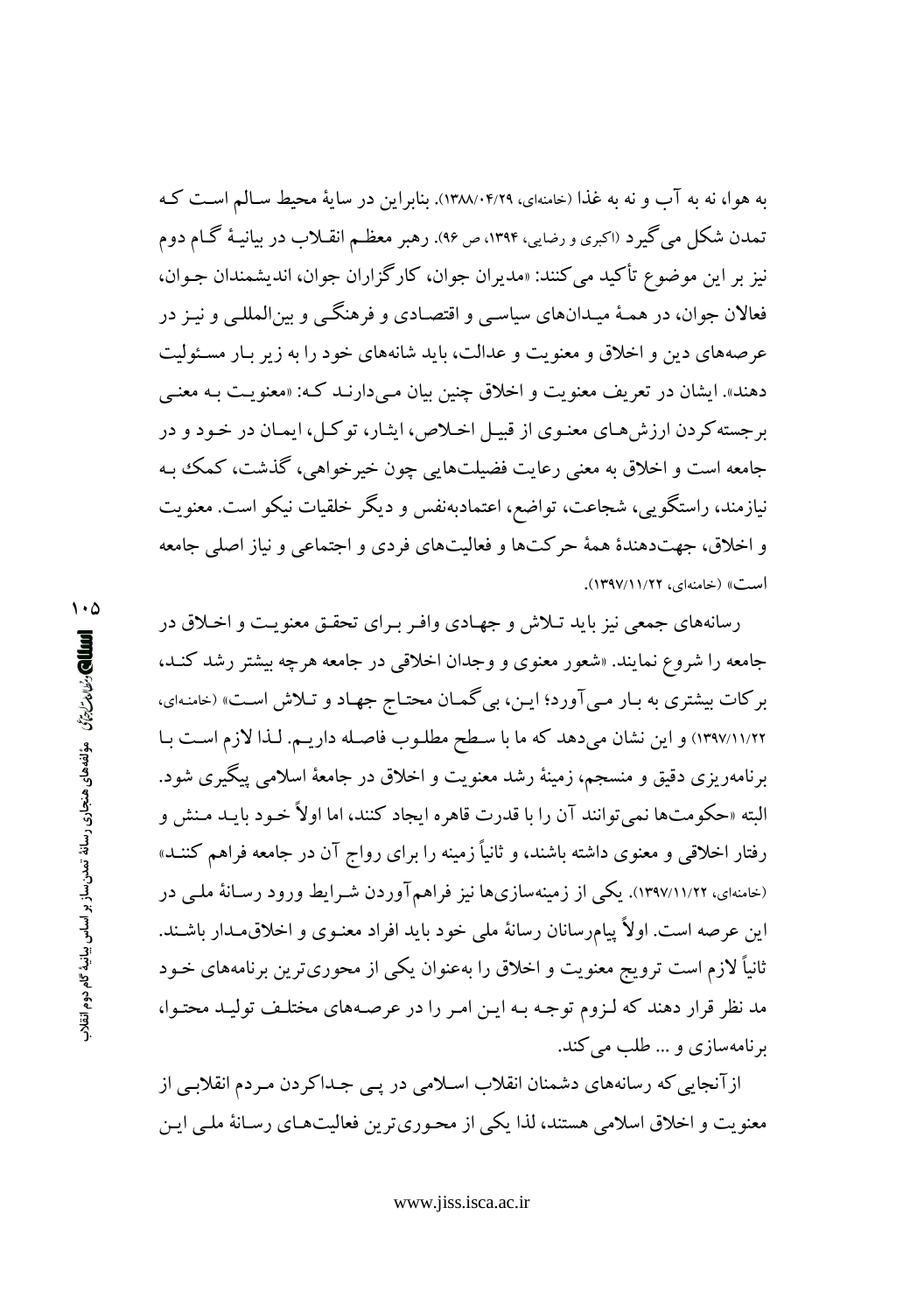به هوا، نه به آب و نه به غذا (خامنه‌ای، ۱۳۸۸/۰۴/۲۹). بنابراین در سایهٔ محیط سالم است که تمدن شکل می‌گیرد (اکبری و رضایی، ۱۳۹۴، ص ۹۶). رهبر معظم انقلاب در بیانیهٔ گام دوم نیز بر این موضوع تأکید می‌کنند: «مدیران جوان، کارگزاران جوان، اندیشمندان جوان، فعالان جوان، در همهٔ میدان‌های سیاسی و اقتصادی و فرهنگی و بین‌المللی و نیز در عرصه‌های دین و اخلاق و معنویت و عدالت، باید شانه‌های خود را به زیر بار مسئولیت دهند». ایشان در تعریف معنویت و اخلاق چنین بیان می‌دارند که: «معنویت به معنی برجسته‌کردن ارزش‌های معنوی از قبیل اخلاص، ایثار، توکل، ایمان در خود و در جامعه است و اخلاق به معنی رعایت فضیلت‌هایی چون خیرخواهی، گذشت، کمک به نیازمند، راستگویی، شجاعت، تواضع، اعتمادبه‌نفس و دیگر خلقیات نیکو است. معنویت و اخلاق، جهت‌دهندهٔ همهٔ حرکت‌ها و فعالیت‌های فردی و اجتماعی و نیاز اصلی جامعه است» (خامنه‌ای، ۱۳۹۷/۱۱/۲۲).

رسانه‌های جمعی نیز باید تلاش و جهادی وافر برای تحقق معنویت و اخلاق در جامعه را شروع نمایند. «شعور معنوی و وجدان اخلاقی در جامعه هرچه بیشتر رشد کند، برکات بیشتری به بار می‌آورد؛ این، بی‌گمان محتاج جهاد و تلاش است» (خامنه‌ای، ۱۳۹۷/۱۱/۲۲) و این نشان می‌دهد که ما با سطح مطلوب فاصله داریم. لذا لازم است با برنامه‌ریزی دقیق و منسجم، زمینهٔ رشد معنویت و اخلاق در جامعهٔ اسلامی پیگیری شود. البته «حکومت‌ها نمی‌توانند آن را با قدرت قاهره ایجاد کنند، اما اولاً خود باید منش و رفتار اخلاقی و معنوی داشته باشند، و ثانیاً زمینه را برای رواج آن در جامعه فراهم کنند» (خامنه‌ای، ۱۳۹۷/۱۱/۲۲). یکی از زمینه‌سازی‌ها نیز فراهم‌آوردن شرایط ورود رسانهٔ ملی در این عرصه است. اولاً پیام‌رسانان رسانهٔ ملی خود باید افراد معنوی و اخلاق‌مدار باشند. ثانیاً لازم است ترویج معنویت و اخلاق را به‌عنوان یکی از محوری‌ترین برنامه‌های خود مد نظر قرار دهند که لزوم توجه به این امر را در عرصه‌های مختلف تولید محتوا، برنامه‌سازی و ... طلب می‌کند.

ازآنجایی‌که رسانه‌های دشمنان انقلاب اسلامی در پی جداکردن مردم انقلابی از معنویت و اخلاق اسلامی هستند، لذا یکی از محوری‌ترین فعالیت‌های رسانهٔ ملی این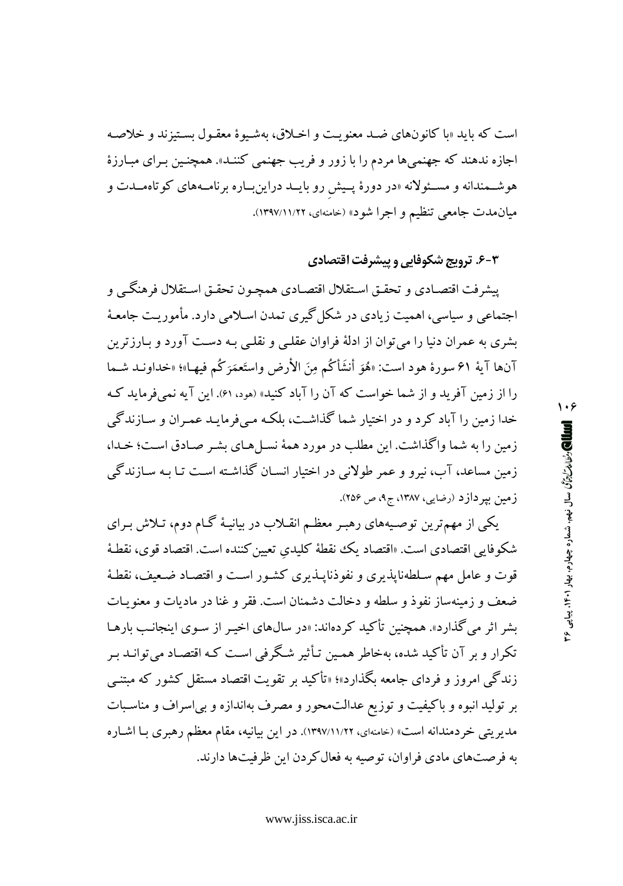است که باید «با کانون‌های ضد معنویت و اخلاق، به‌شیوۀ معقول بستیزند و خلاصه اجازه ندهند که جهنمی‌ها مردم را با زور و فریب جهنمی کنند». همچنین برای مبارزۀ هوشمندانه و مسئولانه «در دورۀ پیشِ رو باید دراین‌باره برنامه‌های کوتاه‌مدت و میان‌مدت جامعی تنظیم و اجرا شود» (خامنه‌ای، ۱۳۹۷/۱۱/۲۲).

### ۳-۶. ترویج شکوفایی و پیشرفت اقتصادی

پیشرفت اقتصادی و تحقق استقلال اقتصادی همچون تحقق استقلال فرهنگی و اجتماعی و سیاسی، اهمیت زیادی در شکل‌گیری تمدن اسلامی دارد. مأموریت جامعۀ بشری به عمران دنیا را می‌توان از ادلۀ فراوان عقلی و نقلی به دست آورد و بارزترین آن‌ها آیۀ ۶۱ سورۀ هود است: «هُوَ أنشَأکُم مِنَ الأرض واستَعمَرَکُم فیها»؛ «خداوند شما را از زمین آفرید و از شما خواست که آن را آباد کنید» (هود، ۶۱). این آیه نمی‌فرماید که خدا زمین را آباد کرد و در اختیار شما گذاشت، بلکه می‌فرماید عمران و سازندگی زمین را به شما واگذاشت. این مطلب در مورد همۀ نسل‌های بشر صادق است؛ خدا، زمین مساعد، آب، نیرو و عمر طولانی در اختیار انسان گذاشته است تا به سازندگی زمین بپردازد (رضایی، ۱۳۸۷، ج۹، ص ۲۵۶).

یکی از مهم‌ترین توصیه‌های رهبر معظم انقلاب در بیانیۀ گام دوم، تلاش برای شکوفایی اقتصادی است. «اقتصاد یک نقطۀ کلیدیِ تعیین‌کننده است. اقتصاد قوی، نقطۀ قوت و عامل مهم سلطه‌ناپذیری و نفوذناپذیری کشور است و اقتصاد ضعیف، نقطۀ ضعف و زمینه‌ساز نفوذ و سلطه و دخالت دشمنان است. فقر و غنا در مادیات و معنویات بشر اثر می‌گذارد». همچنین تأکید کرده‌اند: «در سال‌های اخیر از سوی اینجانب بارها تکرار و بر آن تأکید شده، به‌خاطر همین تأثیر شگرفی است که اقتصاد می‌تواند بر زندگی امروز و فردای جامعه بگذارد»؛ «تأکید بر تقویت اقتصاد مستقل کشور که مبتنی بر تولید انبوه و باکیفیت و توزیع عدالت‌محور و مصرف به‌اندازه و بی‌اسراف و مناسبات مدیریتی خردمندانه است» (خامنه‌ای، ۱۳۹۷/۱۱/۲۲). در این بیانیه، مقام معظم رهبری با اشاره به فرصت‌های مادی فراوان، توصیه به فعال‌کردن این ظرفیت‌ها دارند.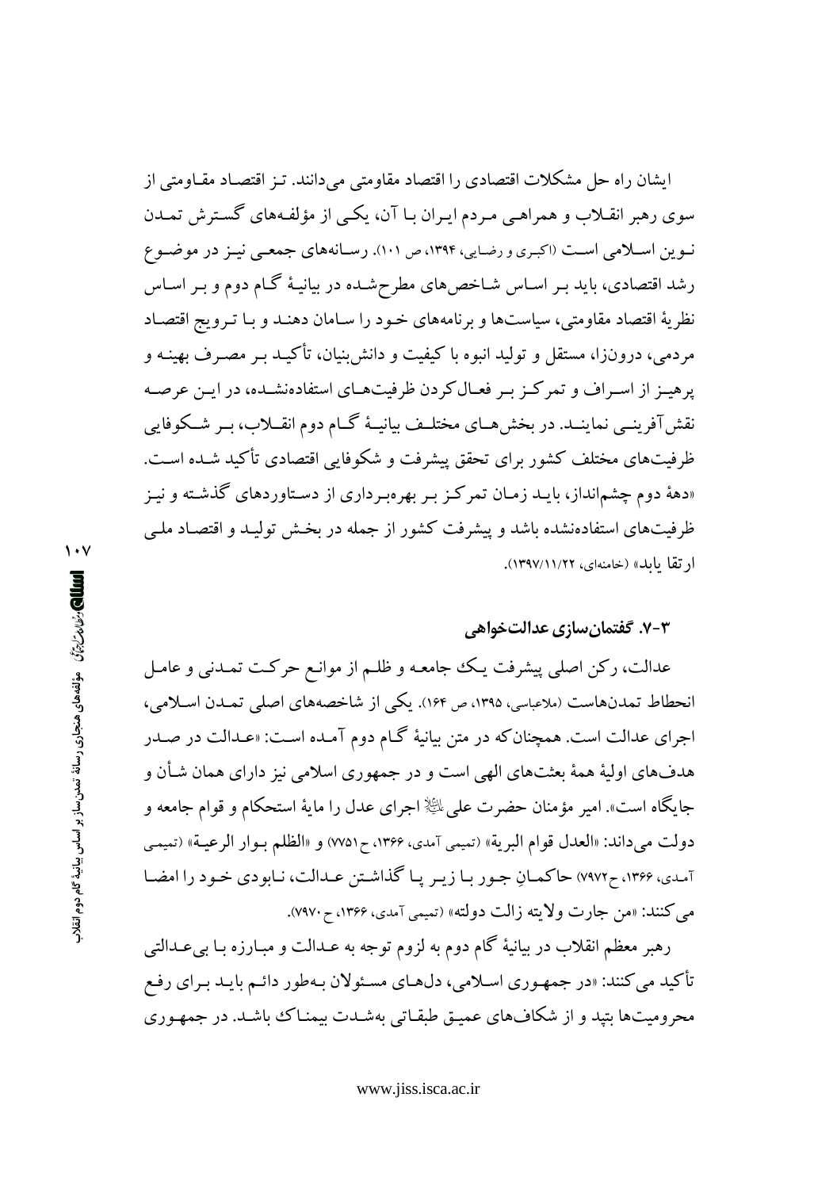ایشان راه حل مشکلات اقتصادی را اقتصاد مقاومتی می‌دانند. تز اقتصاد مقاومتی از سوی رهبر انقلاب و همراهی مردم ایران با آن، یکی از مؤلفه‌های گسترش تمدن نوین اسلامی است (اکبری و رضایی، ۱۳۹۴، ص ۱۰۱). رسانه‌های جمعی نیز در موضوع رشد اقتصادی، باید بر اساس شاخص‌های مطرح‌شده در بیانیهٔ گام دوم و بر اساس نظریهٔ اقتصاد مقاومتی، سیاست‌ها و برنامه‌های خود را سامان دهند و با ترویج اقتصاد مردمی، درون‌زا، مستقل و تولید انبوه با کیفیت و دانش‌بنیان، تأکید بر مصرف بهینه و پرهیز از اسراف و تمرکز بر فعال‌کردن ظرفیت‌های استفاده‌نشده، در این عرصه نقش‌آفرینی نمایند. در بخش‌های مختلف بیانیهٔ گام دوم انقلاب، بر شکوفایی ظرفیت‌های مختلف کشور برای تحقق پیشرفت و شکوفایی اقتصادی تأکید شده است. «دههٔ دوم چشم‌انداز، باید زمان تمرکز بر بهره‌برداری از دستاوردهای گذشته و نیز ظرفیت‌های استفاده‌نشده باشد و پیشرفت کشور از جمله در بخش تولید و اقتصاد ملی ارتقا یابد» (خامنه‌ای، ۱۳۹۷/۱۱/۲۲).

### ۳-۷. گفتمان‌سازی عدالت‌خواهی

عدالت، رکن اصلی پیشرفت یک جامعه و ظلم از موانع حرکت تمدنی و عامل انحطاط تمدن‌هاست (ملاعباسی، ۱۳۹۵، ص ۱۶۴). یکی از شاخصه‌های اصلی تمدن اسلامی، اجرای عدالت است. همچنان‌که در متن بیانیهٔ گام دوم آمده است: «عدالت در صدر هدف‌های اولیهٔ همهٔ بعثت‌های الهی است و در جمهوری اسلامی نیز دارای همان شأن و جایگاه است». امیر مؤمنان حضرت علی علیه‌السلام اجرای عدل را مایهٔ استحکام و قوام جامعه و دولت می‌داند: «العدل قوام البریة» (تمیمی آمدی، ۱۳۶۶، ح۷۷۵۱) و «الظلم بوار الرعیة» (تمیمی آمدی، ۱۳۶۶، ح۷۹۷۲) حاکمانِ جور با زیر پا گذاشتن عدالت، نابودی خود را امضا می‌کنند: «من جارت ولایته زالت دولته» (تمیمی آمدی، ۱۳۶۶، ح ۷۹۷۰).

رهبر معظم انقلاب در بیانیهٔ گام دوم به لزوم توجه به عدالت و مبارزه با بی‌عدالتی تأکید می‌کنند: «در جمهوری اسلامی، دل‌های مسئولان به‌طور دائم باید برای رفع محرومیت‌ها بتپد و از شکاف‌های عمیق طبقاتی به‌شدت بیمناک باشد. در جمهوری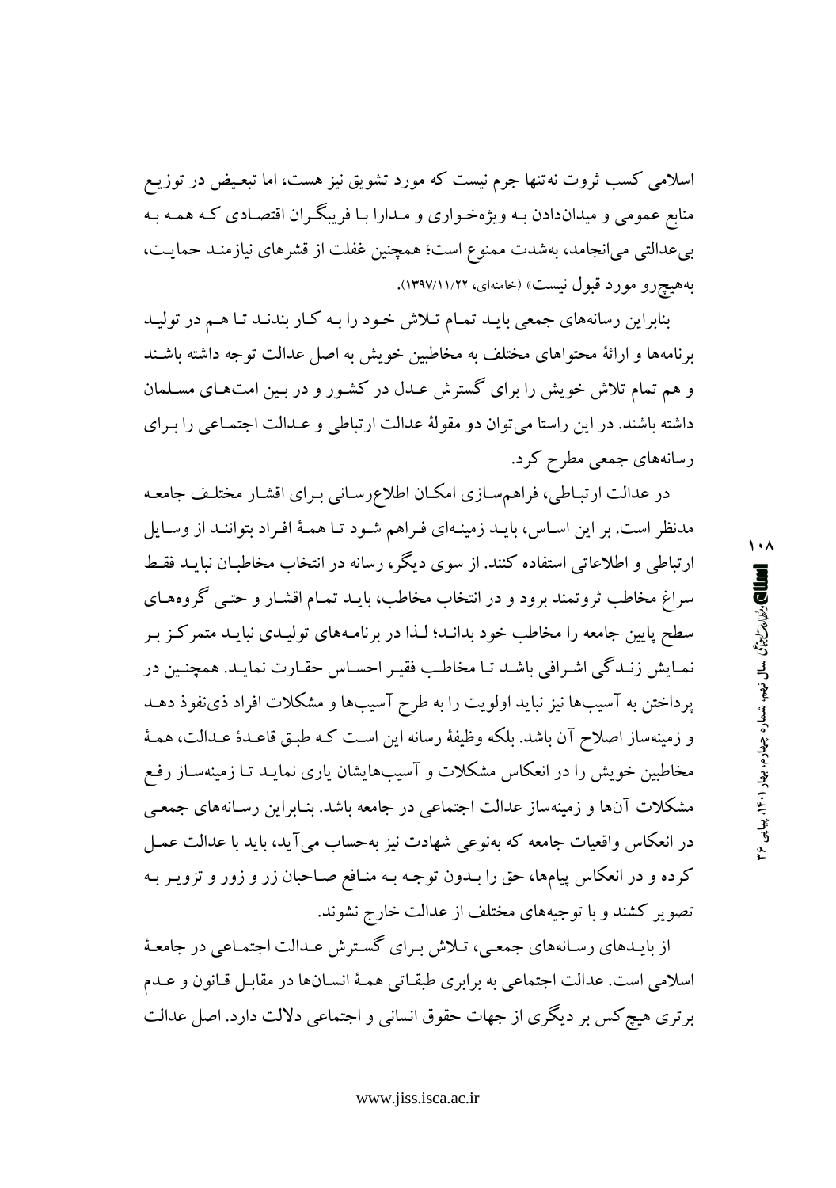اسلامی کسب ثروت نه‌تنها جرم نیست که مورد تشویق نیز هست، اما تبعیض در توزیع منابع عمومی و میدان‌دادن به ویژه‌خواری و مدارا با فریبگران اقتصادی که همه به بی‌عدالتی می‌انجامد، به‌شدت ممنوع است؛ همچنین غفلت از قشرهای نیازمند حمایت، به‌هیچ‌رو مورد قبول نیست» (خامنه‌ای، ۱۳۹۷/۱۱/۲۲).

بنابراین رسانه‌های جمعی باید تمام تلاش خود را به کار بندند تا هم در تولید برنامه‌ها و ارائهٔ محتواهای مختلف به مخاطبین خویش به اصل عدالت توجه داشته باشند و هم تمام تلاش خویش را برای گسترش عدل در کشور و در بین امت‌های مسلمان داشته باشند. در این راستا می‌توان دو مقولهٔ عدالت ارتباطی و عدالت اجتماعی را برای رسانه‌های جمعی مطرح کرد.

در عدالت ارتباطی، فراهم‌سازی امکان اطلاع‌رسانی برای اقشار مختلف جامعه مدنظر است. بر این اساس، باید زمینه‌ای فراهم شود تا همهٔ افراد بتوانند از وسایل ارتباطی و اطلاعاتی استفاده کنند. از سوی دیگر، رسانه در انتخاب مخاطبان نباید فقط سراغ مخاطب ثروتمند برود و در انتخاب مخاطب، باید تمام اقشار و حتی گروه‌های سطح پایین جامعه را مخاطب خود بداند؛ لذا در برنامه‌های تولیدی نباید متمرکز بر نمایش زندگی اشرافی باشد تا مخاطب فقیر احساس حقارت نماید. همچنین در پرداختن به آسیب‌ها نیز نباید اولویت را به طرح آسیب‌ها و مشکلات افراد ذی‌نفوذ دهد و زمینه‌ساز اصلاح آن باشد. بلکه وظیفهٔ رسانه این است که طبق قاعدهٔ عدالت، همهٔ مخاطبین خویش را در انعکاس مشکلات و آسیب‌هایشان یاری نماید تا زمینه‌ساز رفع مشکلات آن‌ها و زمینه‌ساز عدالت اجتماعی در جامعه باشد. بنابراین رسانه‌های جمعی در انعکاس واقعیات جامعه که به‌نوعی شهادت نیز به‌حساب می‌آید، باید با عدالت عمل کرده و در انعکاس پیام‌ها، حق را بدون توجه به منافع صاحبان زر و زور و تزویر به تصویر کشند و با توجیه‌های مختلف از عدالت خارج نشوند.

از بایدهای رسانه‌های جمعی، تلاش برای گسترش عدالت اجتماعی در جامعهٔ اسلامی است. عدالت اجتماعی به برابری طبقاتی همهٔ انسان‌ها در مقابل قانون و عدم برتری هیچ‌کس بر دیگری از جهات حقوق انسانی و اجتماعی دلالت دارد. اصل عدالت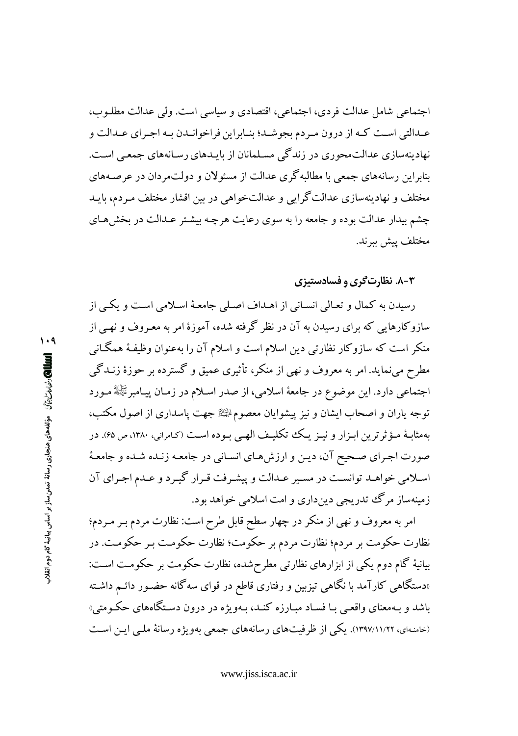اجتماعی شامل عدالت فردی، اجتماعی، اقتصادی و سیاسی است. ولی عدالت مطلوب، عدالتی است که از درون مردم بجوشد؛ بنابراین فراخواندن به اجرای عدالت و نهادینه‌سازی عدالت‌محوری در زندگی مسلمانان از بایدهای رسانه‌های جمعی است. بنابراین رسانه‌های جمعی با مطالبه‌گری عدالت از مسئولان و دولت‌مردان در عرصه‌های مختلف و نهادینه‌سازی عدالت‌گرایی و عدالت‌خواهی در بین اقشار مختلف مردم، باید چشم بیدار عدالت بوده و جامعه را به سوی رعایت هرچه بیشتر عدالت در بخش‌های مختلف پیش ببرند.

### ۳-۸. نظارت‌گری و فسادستیزی

رسیدن به کمال و تعالی انسانی از اهداف اصلی جامعهٔ اسلامی است و یکی از سازوکارهایی که برای رسیدن به آن در نظر گرفته شده، آموزهٔ امر به معروف و نهی از منکر است که سازوکار نظارتی دین اسلام است و اسلام آن را به‌عنوان وظیفهٔ همگانی مطرح می‌نماید. امر به معروف و نهی از منکر، تأثیری عمیق و گسترده بر حوزهٔ زندگی اجتماعی دارد. این موضوع در جامعهٔ اسلامی، از صدر اسلام در زمان پیامبر ﷺ مورد توجه یاران و اصحاب ایشان و نیز پیشوایان معصوم علیهم‌السلام جهت پاسداری از اصول مکتب، به‌مثابهٔ مؤثرترین ابزار و نیز یک تکلیف الهی بوده است (کامرانی، ۱۳۸۰، ص ۶۵). در صورت اجرای صحیح آن، دین و ارزش‌های انسانی در جامعه زنده شده و جامعهٔ اسلامی خواهد توانست در مسیر عدالت و پیشرفت قرار گیرد و عدم اجرای آن زمینه‌ساز مرگ تدریجی دین‌داری و امت اسلامی خواهد بود.

امر به معروف و نهی از منکر در چهار سطح قابل طرح است: نظارت مردم بر مردم؛ نظارت حکومت بر مردم؛ نظارت مردم بر حکومت؛ نظارت حکومت بر حکومت. در بیانیهٔ گام دوم یکی از ابزارهای نظارتی مطرح‌شده، نظارت حکومت بر حکومت است: «دستگاهی کارآمد با نگاهی تیزبین و رفتاری قاطع در قوای سه‌گانه حضور دائم داشته باشد و به‌معنای واقعی با فساد مبارزه کند، به‌ویژه در درون دستگاه‌های حکومتی» (خامنه‌ای، ۱۳۹۷/۱۱/۲۲). یکی از ظرفیت‌های رسانه‌های جمعی به‌ویژه رسانهٔ ملی این است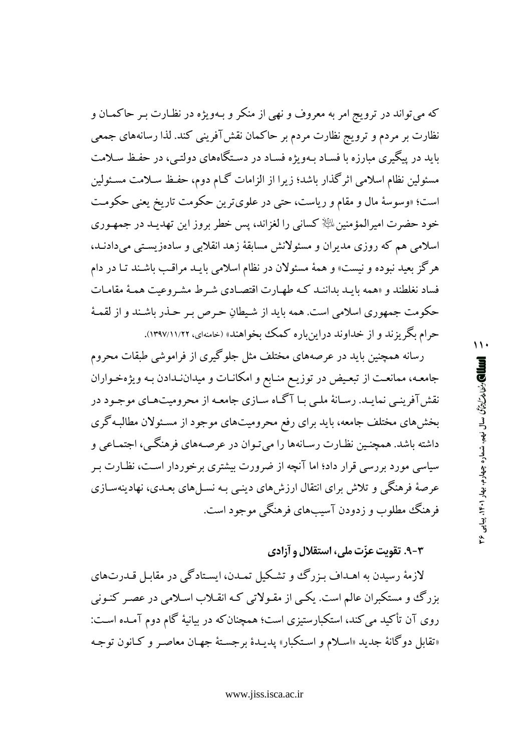که می‌تواند در ترویج امر به معروف و نهی از منکر و به‌ویژه در نظارت بر حاکمان و نظارت بر مردم و ترویج نظارت مردم بر حاکمان نقش‌آفرینی کند. لذا رسانه‌های جمعی باید در پیگیری مبارزه با فساد به‌ویژه فساد در دستگاه‌های دولتی، در حفظ سلامت مسئولین نظام اسلامی اثرگذار باشد؛ زیرا از الزامات گام دوم، حفظ سلامت مسئولین است؛ «وسوسهٔ مال و مقام و ریاست، حتی در علوی‌ترین حکومت تاریخ یعنی حکومت خود حضرت امیرالمؤمنین علیه‌السلام کسانی را لغزاند، پس خطر بروز این تهدید در جمهوری اسلامی هم که روزی مدیران و مسئولانش مسابقهٔ زهد انقلابی و ساده‌زیستی می‌دادند، هرگز بعید نبوده و نیست» و همهٔ مسئولان در نظام اسلامی باید مراقب باشند تا در دام فساد نغلطند و «همه باید بدانند که طهارت اقتصادی شرط مشروعیت همهٔ مقامات حکومت جمهوری اسلامی است. همه باید از شیطانِ حرص بر حذر باشند و از لقمهٔ حرام بگریزند و از خداوند دراین‌باره کمک بخواهند» (خامنه‌ای، ۱۳۹۷/۱۱/۲۲).

رسانه همچنین باید در عرصه‌های مختلف مثل جلوگیری از فراموشی طبقات محروم جامعه، ممانعت از تبعیض در توزیع منابع و امکانات و میدان‌ندادن به ویژه‌خواران نقش‌آفرینی نماید. رسانهٔ ملی با آگاه سازی جامعه از محرومیت‌های موجود در بخش‌های مختلف جامعه، باید برای رفع محرومیت‌های موجود از مسئولان مطالبه‌گری داشته باشد. همچنین نظارت رسانه‌ها را می‌توان در عرصه‌های فرهنگی، اجتماعی و سیاسی مورد بررسی قرار داد؛ اما آنچه از ضرورت بیشتری برخوردار است، نظارت بر عرصهٔ فرهنگی و تلاش برای انتقال ارزش‌های دینی به نسل‌های بعدی، نهادینه‌سازی فرهنگ مطلوب و زدودن آسیب‌های فرهنگی موجود است.

### ۳-۹. تقویت عزّت ملی، استقلال و آزادی

لازمهٔ رسیدن به اهداف بزرگ و تشکیل تمدن، ایستادگی در مقابل قدرت‌های بزرگ و مستکبران عالم است. یکی از مقولاتی که انقلاب اسلامی در عصر کنونی روی آن تأکید می‌کند، استکبارستیزی است؛ همچنان‌که در بیانیهٔ گام دوم آمده است: «تقابل دوگانهٔ جدید «اسلام و استکبار» پدیدهٔ برجستهٔ جهان معاصر و کانون توجه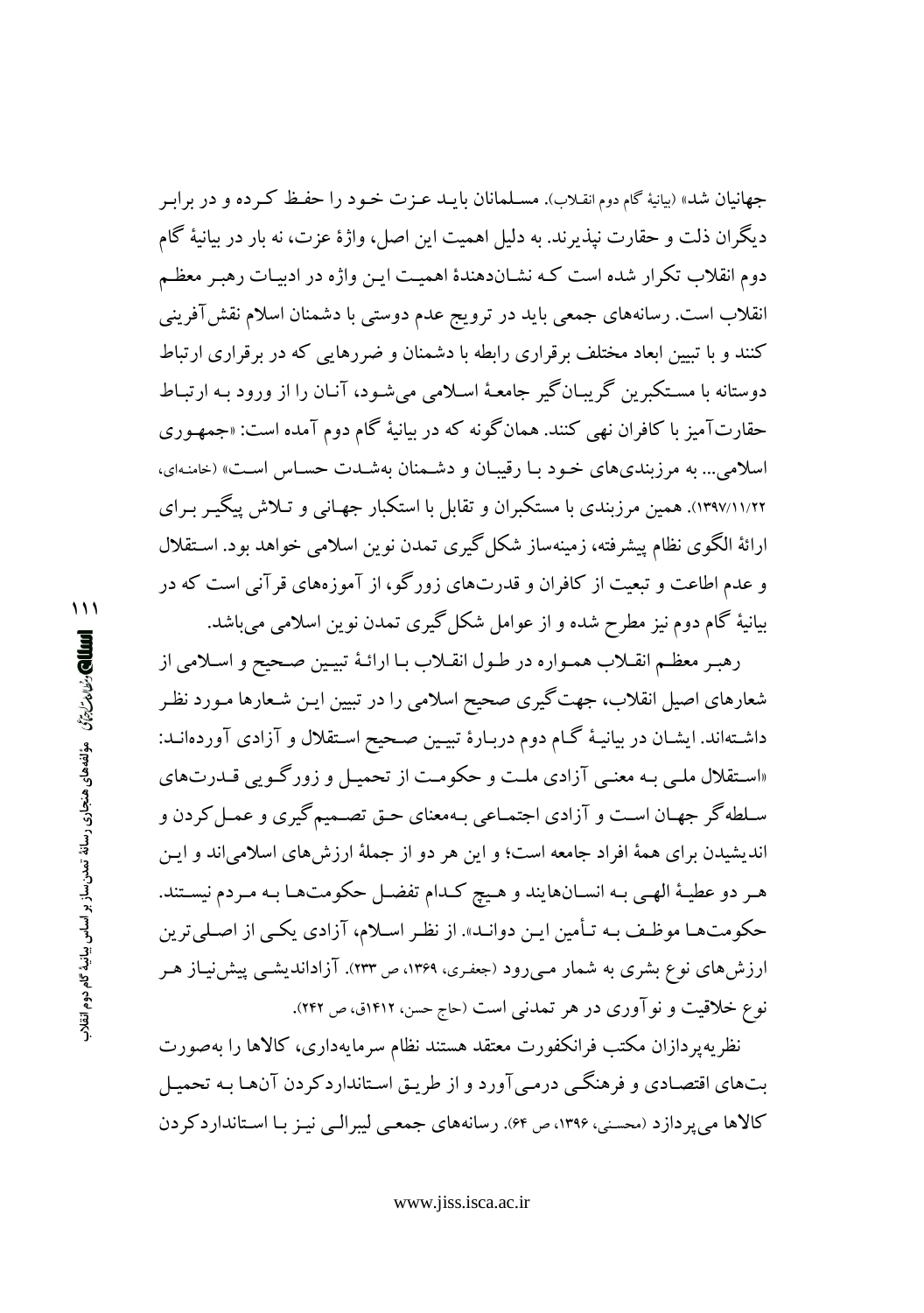جهانیان شد» (بیانیهٔ گام دوم انقلاب). مسلمانان باید عزت خود را حفظ کرده و در برابر دیگران ذلت و حقارت نپذیرند. به دلیل اهمیت این اصل، واژهٔ عزت، نه بار در بیانیهٔ گام دوم انقلاب تکرار شده است که نشان‌دهندهٔ اهمیت این واژه در ادبیات رهبر معظم انقلاب است. رسانه‌های جمعی باید در ترویج عدم دوستی با دشمنان اسلام نقش‌آفرینی کنند و با تبیین ابعاد مختلف برقراری رابطه با دشمنان و ضررهایی که در برقراری ارتباط دوستانه با مستکبرین گریبان‌گیر جامعهٔ اسلامی می‌شود، آنان را از ورود به ارتباط حقارت‌آمیز با کافران نهی کنند. همان‌گونه که در بیانیهٔ گام دوم آمده است: «جمهوری اسلامی... به مرزبندی‌های خود با رقیبان و دشمنان به‌شدت حساس است» (خامنه‌ای، ۱۳۹۷/۱۱/۲۲). همین مرزبندی با مستکبران و تقابل با استکبار جهانی و تلاش پیگیر برای ارائهٔ الگوی نظام پیشرفته، زمینه‌ساز شکل‌گیری تمدن نوین اسلامی خواهد بود. استقلال و عدم اطاعت و تبعیت از کافران و قدرت‌های زورگو، از آموزه‌های قرآنی است که در بیانیهٔ گام دوم نیز مطرح شده و از عوامل شکل‌گیری تمدن نوین اسلامی می‌باشد.

رهبر معظم انقلاب همواره در طول انقلاب با ارائهٔ تبیین صحیح و اسلامی از شعارهای اصیل انقلاب، جهت‌گیری صحیح اسلامی را در تبیین این شعارها مورد نظر داشته‌اند. ایشان در بیانیهٔ گام دوم دربارهٔ تبیین صحیح استقلال و آزادی آورده‌اند: «استقلال ملی به معنی آزادی ملت و حکومت از تحمیل و زورگویی قدرت‌های سلطه‌گر جهان است و آزادی اجتماعی به‌معنای حق تصمیم‌گیری و عمل‌کردن و اندیشیدن برای همهٔ افراد جامعه است؛ و این هر دو از جملهٔ ارزش‌های اسلامی‌اند و این هر دو عطیهٔ الهی به انسان‌هایند و هیچ کدام تفضل حکومت‌ها به مردم نیستند. حکومت‌ها موظف به تأمین این دواند». از نظر اسلام، آزادی یکی از اصلی‌ترین ارزش‌های نوع بشری به شمار می‌رود (جعفری، ۱۳۶۹، ص ۲۳۳). آزاداندیشی پیش‌نیاز هر نوع خلاقیت و نوآوری در هر تمدنی است (حاج حسن، ۱۴۱۲ق، ص ۲۴۲).

نظریه‌پردازان مکتب فرانکفورت معتقد هستند نظام سرمایه‌داری، کالاها را به‌صورت بت‌های اقتصادی و فرهنگی درمی‌آورد و از طریق استانداردکردن آن‌ها به تحمیل کالاها می‌پردازد (محسنی، ۱۳۹۶، ص ۶۴). رسانه‌های جمعی لیبرالی نیز با استانداردکردن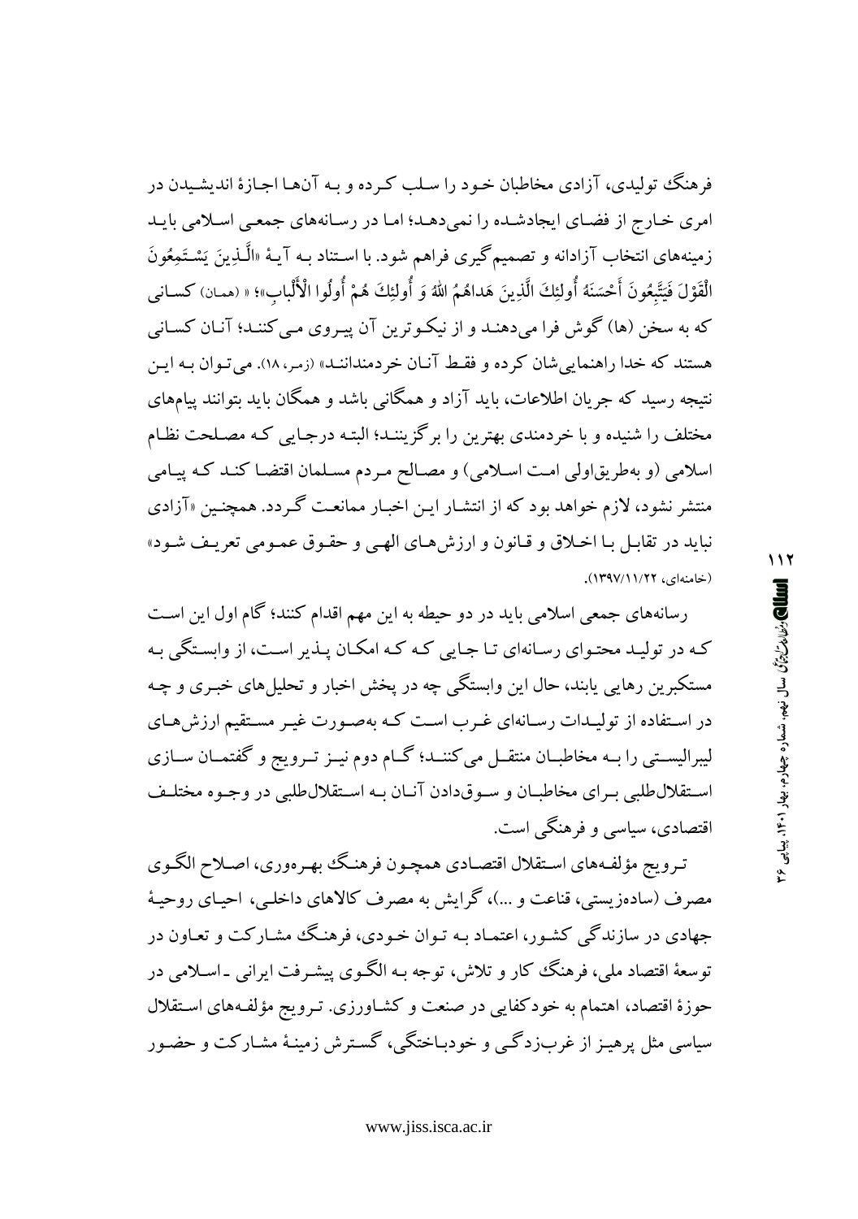فرهنگ تولیدی، آزادی مخاطبان خود را سلب کرده و به آن‌ها اجازهٔ اندیشیدن در امری خارج از فضای ایجادشده را نمی‌دهد؛ اما در رسانه‌های جمعی اسلامی باید زمینه‌های انتخاب آزادانه و تصمیم‌گیری فراهم شود. با استناد به آیهٔ «الَّذِینَ یَسْتَمِعُونَ الْقَوْلَ فَیَتَّبِعُونَ أَحْسَنَهُ أُولئِکَ الَّذِینَ هَداهُمُ اللهُ وَ أُولئِکَ هُمْ أُولُوا الْأَلْبابِ»؛ « (همان) کسانی که به سخن (ها) گوش فرا می‌دهند و از نیکوترین آن پیروی می‌کنند؛ آنان کسانی هستند که خدا راهنمایی‌شان کرده و فقط آنان خردمندانند» (زمر، ۱۸). می‌توان به این نتیجه رسید که جریان اطلاعات، باید آزاد و همگانی باشد و همگان باید بتوانند پیام‌های مختلف را شنیده و با خردمندی بهترین را برگزینند؛ البته درجایی که مصلحت نظام اسلامی (و به‌طریق‌اولی امت اسلامی) و مصالح مردم مسلمان اقتضا کند که پیامی منتشر نشود، لازم خواهد بود که از انتشار این اخبار ممانعت گردد. همچنین «آزادی نباید در تقابل با اخلاق و قانون و ارزش‌های الهی و حقوق عمومی تعریف شود» (خامنه‌ای، ۱۳۹۷/۱۱/۲۲).

رسانه‌های جمعی اسلامی باید در دو حیطه به این مهم اقدام کنند؛ گام اول این است که در تولید محتوای رسانه‌ای تا جایی که که امکان پذیر است، از وابستگی به مستکبرین رهایی یابند، حال این وابستگی چه در پخش اخبار و تحلیل‌های خبری و چه در استفاده از تولیدات رسانه‌ای غرب است که به‌صورت غیر مستقیم ارزش‌های لیبرالیستی را به مخاطبان منتقل می‌کنند؛ گام دوم نیز ترویج و گفتمان سازی استقلال‌طلبی برای مخاطبان و سوق‌دادن آنان به استقلال‌طلبی در وجوه مختلف اقتصادی، سیاسی و فرهنگی است.

ترویج مؤلفه‌های استقلال اقتصادی همچون فرهنگ بهره‌وری، اصلاح الگوی مصرف (ساده‌زیستی، قناعت و ...)، گرایش به مصرف کالاهای داخلی، احیای روحیهٔ جهادی در سازندگی کشور، اعتماد به توان خودی، فرهنگ مشارکت و تعاون در توسعهٔ اقتصاد ملی، فرهنگ کار و تلاش، توجه به الگوی پیشرفت ایرانی ـ اسلامی در حوزهٔ اقتصاد، اهتمام به خودکفایی در صنعت و کشاورزی. ترویج مؤلفه‌های استقلال سیاسی مثل پرهیز از غرب‌زدگی و خودباختگی، گسترش زمینهٔ مشارکت و حضور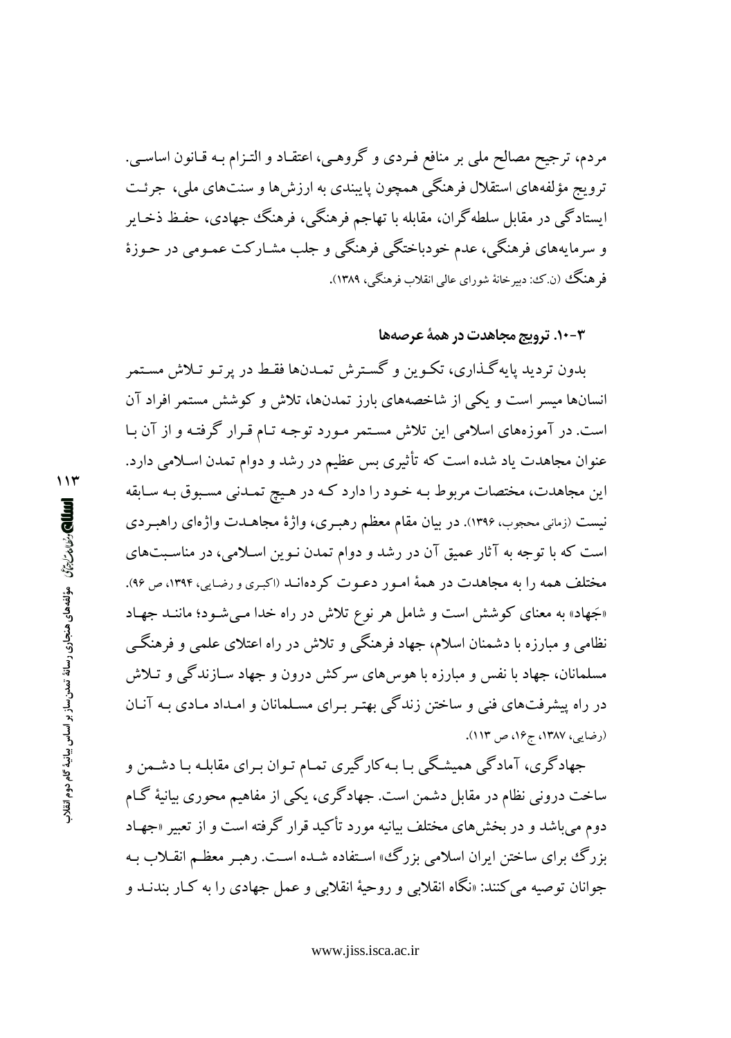مردم، ترجیح مصالح ملی بر منافع فردی و گروهی، اعتقاد و التزام به قانون اساسی. ترویج مؤلفه‌های استقلال فرهنگی همچون پایبندی به ارزش‌ها و سنت‌های ملی، جرئت ایستادگی در مقابل سلطه‌گران، مقابله با تهاجم فرهنگی، فرهنگ جهادی، حفظ ذخایر و سرمایه‌های فرهنگی، عدم خودباختگی فرهنگی و جلب مشارکت عمومی در حوزهٔ فرهنگ (ن.ک: دبیرخانهٔ شورای عالی انقلاب فرهنگی، ۱۳۸۹).

### ۳-۱۰. ترویج مجاهدت در همهٔ عرصه‌ها

بدون تردید پایه‌گذاری، تکوین و گسترش تمدن‌ها فقط در پرتو تلاش مستمر انسان‌ها میسر است و یکی از شاخصه‌های بارز تمدن‌ها، تلاش و کوشش مستمر افراد آن است. در آموزه‌های اسلامی این تلاش مستمر مورد توجه تام قرار گرفته و از آن با عنوان مجاهدت یاد شده است که تأثیری بس عظیم در رشد و دوام تمدن اسلامی دارد. این مجاهدت، مختصات مربوط به خود را دارد که در هیچ تمدنی مسبوق به سابقه نیست (زمانی محجوب، ۱۳۹۶). در بیان مقام معظم رهبری، واژهٔ مجاهدت واژه‌ای راهبردی است که با توجه به آثار عمیق آن در رشد و دوام تمدن نوین اسلامی، در مناسبت‌های مختلف همه را به مجاهدت در همهٔ امور دعوت کرده‌اند (اکبری و رضایی، ۱۳۹۴، ص ۹۶). «جَهاد» به معنای کوشش است و شامل هر نوع تلاش در راه خدا می‌شود؛ مانند جهاد نظامی و مبارزه با دشمنان اسلام، جهاد فرهنگی و تلاش در راه اعتلای علمی و فرهنگی مسلمانان، جهاد با نفس و مبارزه با هوس‌های سرکش درون و جهاد سازندگی و تلاش در راه پیشرفت‌های فنی و ساختن زندگی بهتر برای مسلمانان و امداد مادی به آنان (رضایی، ۱۳۸۷، ج۱۶، ص ۱۱۳).

جهادگری، آمادگی همیشگی با به‌کارگیری تمام توان برای مقابله با دشمن و ساخت درونی نظام در مقابل دشمن است. جهادگری، یکی از مفاهیم محوری بیانیهٔ گام دوم می‌باشد و در بخش‌های مختلف بیانیه مورد تأکید قرار گرفته است و از تعبیر «جهاد بزرگ برای ساختن ایران اسلامی بزرگ» استفاده شده است. رهبر معظم انقلاب به جوانان توصیه می‌کنند: «نگاه انقلابی و روحیهٔ انقلابی و عمل جهادی را به کار بندند و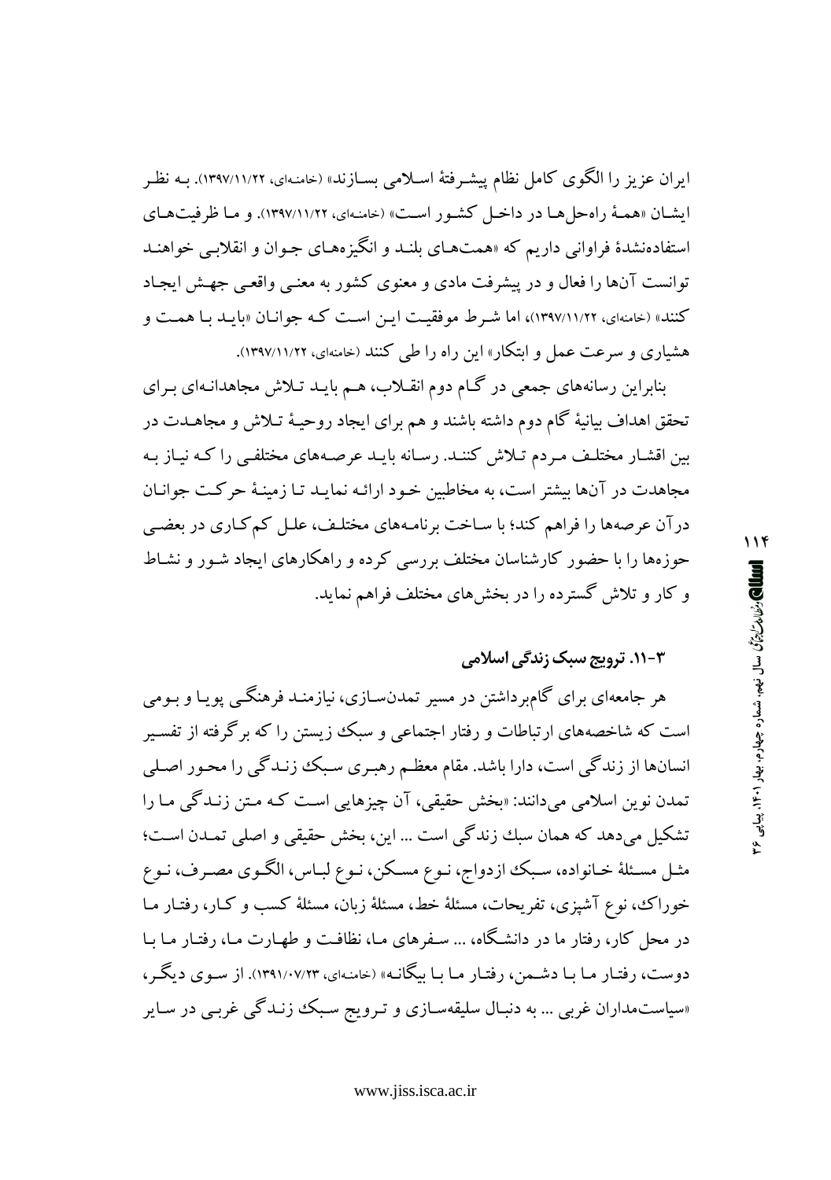ایران عزیز را الگوی کامل نظام پیشرفتهٔ اسلامی بسازند» (خامنه‌ای، ۱۳۹۷/۱۱/۲۲). بـه نظـر ایشـان «همـهٔ راه‌حل‌هـا در داخـل کشـور اسـت» (خامنه‌ای، ۱۳۹۷/۱۱/۲۲). و مـا ظرفیت‌هـای استفاده‌نشدهٔ فراوانی داریم که «همت‌هـای بلنـد و انگیزه‌هـای جـوان و انقلابـی خواهنـد توانست آن‌ها را فعال و در پیشرفت مادی و معنوی کشور به معنـی واقعـی جهـش ایجـاد کنند» (خامنه‌ای، ۱۳۹۷/۱۱/۲۲)، اما شـرط موفقیـت ایـن اسـت کـه جوانـان «بایـد بـا همـت و هشیاری و سرعت عمل و ابتکار» این راه را طی کنند (خامنه‌ای، ۱۳۹۷/۱۱/۲۲).

بنابراین رسانه‌های جمعی در گـام دوم انقـلاب، هـم بایـد تـلاش مجاهدانـه‌ای بـرای تحقق اهداف بیانیهٔ گام دوم داشته باشند و هم برای ایجاد روحیـهٔ تـلاش و مجاهـدت در بین اقشـار مختلـف مـردم تـلاش کننـد. رسـانه بایـد عرصـه‌های مختلفـی را کـه نیـاز بـه مجاهدت در آن‌ها بیشتر است، به مخاطبین خـود ارائـه نمایـد تـا زمینـهٔ حرکـت جوانـان درآن عرصه‌ها را فراهم کند؛ با سـاخت برنامـه‌های مختلـف، علـل کم‌کـاری در بعضـی حوزه‌ها را با حضور کارشناسان مختلف بررسی کرده و راهکارهای ایجاد شـور و نشـاط و کار و تلاش گسترده را در بخش‌های مختلف فراهم نماید.

### ۳-۱۱. ترویج سبک زندگی اسلامی

هر جامعه‌ای برای گام‌برداشتن در مسیر تمدن‌سـازی، نیازمنـد فرهنگـی پویـا و بـومی است که شاخصه‌های ارتباطات و رفتار اجتماعی و سبک زیستن را که برگرفته از تفسـیر انسان‌ها از زندگی است، دارا باشد. مقام معظـم رهبـری سـبک زنـدگی را محـور اصـلی تمدن نوین اسلامی می‌دانند: «بخش حقیقی، آن چیزهایی اسـت کـه مـتن زنـدگی مـا را تشکیل می‌دهد که همان سبك زندگی است ... این، بخش حقیقی و اصلی تمـدن اسـت؛ مثـل مسـئلهٔ خـانواده، سـبك ازدواج، نـوع مسـکن، نـوع لبـاس، الگـوی مصـرف، نـوع خوراك، نوع آشپزی، تفریحات، مسئلهٔ خط، مسئلهٔ زبان، مسئلهٔ کسب و کـار، رفتـار مـا در محل کار، رفتار ما در دانشـگاه، ... سـفرهای مـا، نظافـت و طهـارت مـا، رفتـار مـا بـا دوست، رفتـار مـا بـا دشـمن، رفتـار مـا بـا بیگانـه» (خامنه‌ای، ۱۳۹۱/۰۷/۲۳). از سـوی دیگـر، «سیاست‌مداران غربی ... به دنبـال سلیقه‌سـازی و تـرویج سـبک زنـدگی غربـی در سـایر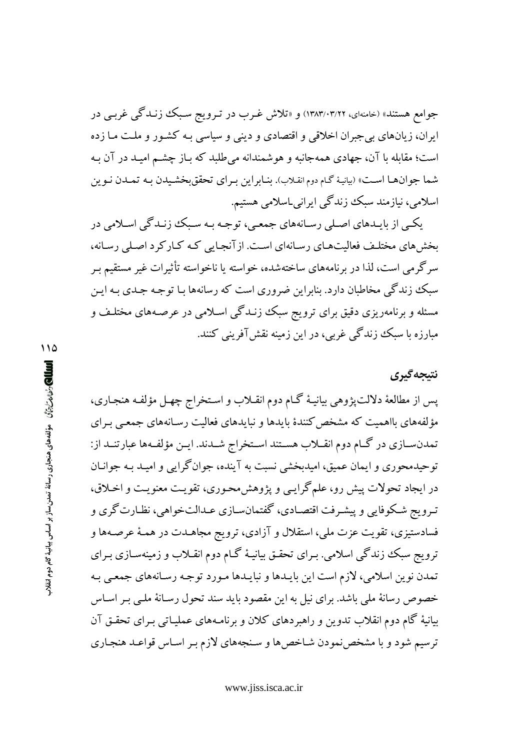جوامع هستند» (خامنه‌ای، ۱۳۸۳/۰۳/۲۲) و «تلاش غـرب در تـرویج سـبک زنـدگی غربـی در ایران، زیان‌های بی‌جبران اخلاقی و اقتصادی و دینی و سیاسی بـه کشـور و ملـت مـا زده است؛ مقابله با آن، جهادی همه‌جانبه و هوشمندانه می‌طلبد که بـاز چشـم امیـد در آن بـه شما جوان‌هـا اسـت» (بیانیهٔ گـام دوم انقـلاب). بنـابراین بـرای تحقق‌بخشـیدن بـه تمـدن نـوین اسلامی، نیازمند سبک زندگی ایرانی-اسلامی هستیم.

یکـی از بایـدهای اصـلی رسـانه‌های جمعـی، توجـه بـه سـبک زنـدگی اسـلامی در بخش‌های مختلـف فعالیت‌هـای رسـانه‌ای اسـت. ازآنجـایی کـه کـارکرد اصـلی رسـانه، سرگرمی است، لذا در برنامه‌های ساخته‌شده، خواسته یا ناخواسته تأثیرات غیر مستقیم بـر سبک زندگی مخاطبان دارد. بنابراین ضروری است که رسانه‌ها بـا توجـه جـدی بـه ایـن مسئله و برنامه‌ریزی دقیق برای ترویج سبک زنـدگی اسـلامی در عرصـه‌های مختلـف و مبارزه با سبک زندگی غربی، در این زمینه نقش‌آفرینی کنند.

## نتیجه‌گیری

پس از مطالعهٔ دلالت‌پژوهی بیانیـهٔ گـام دوم انقـلاب و اسـتخراج چهـل مؤلفـه هنجـاری، مؤلفه‌های بااهمیت که مشخص‌کنندهٔ بایدها و نبایدهای فعالیت رسـانه‌های جمعـی بـرای تمدن‌سـازی در گـام دوم انقـلاب هسـتند اسـتخراج شـدند. ایـن مؤلفـه‌ها عبارتنـد از: توحیدمحوری و ایمان عمیق، امیدبخشی نسبت به آینده، جوان‌گرایی و امیـد بـه جوانـان در ایجاد تحولات پیش رو، علم‌گرایـی و پژوهش‌محـوری، تقویـت معنویـت و اخـلاق، تـرویج شـکوفایی و پیشـرفت اقتصـادی، گفتمان‌سـازی عـدالت‌خواهی، نظـارت‌گری و فسادستیزی، تقویت عزت ملی، استقلال و آزادی، ترویج مجاهـدت در همـهٔ عرصـه‌ها و ترویج سبک زندگی اسلامی. بـرای تحقـق بیانیـهٔ گـام دوم انقـلاب و زمینه‌سـازی بـرای تمدن نوین اسلامی، لازم است این بایـدها و نبایـدها مـورد توجـه رسـانه‌های جمعـی بـه خصوص رسانهٔ ملی باشد. برای نیل به این مقصود باید سند تحول رسـانهٔ ملـی بـر اسـاس بیانیهٔ گام دوم انقلاب تدوین و راهبردهای کلان و برنامـه‌های عملیـاتی بـرای تحقـق آن ترسیم شود و با مشخص‌نمودن شـاخص‌ها و سـنجه‌های لازم بـر اسـاس قواعـد هنجـاری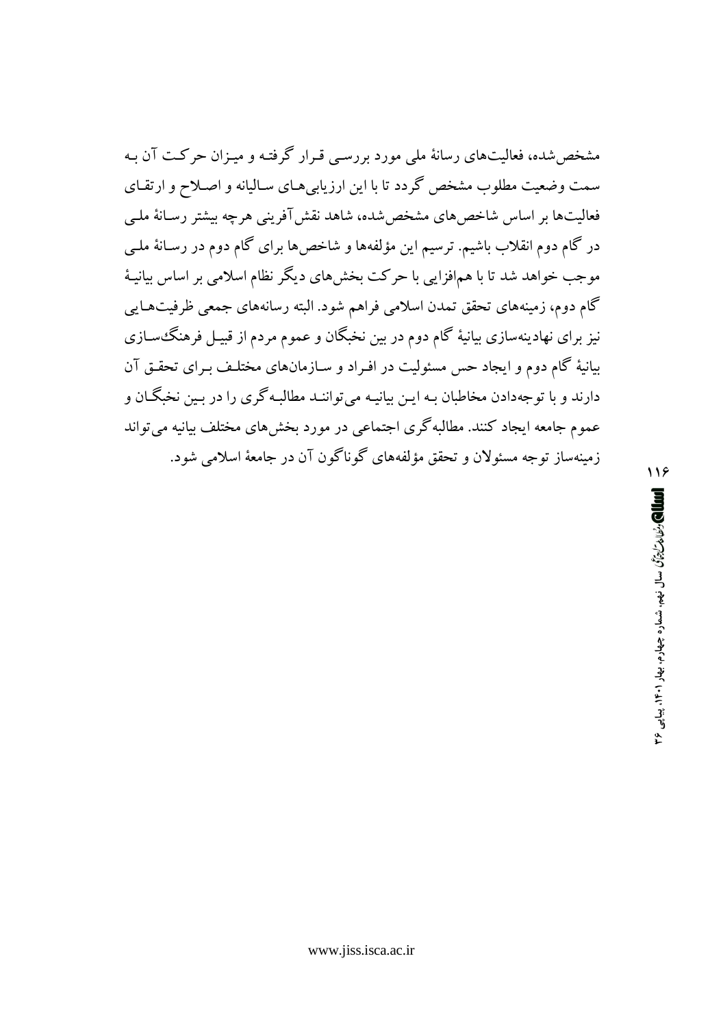مشخص‌شده، فعالیت‌های رسانهٔ ملی مورد بررسی قرار گرفته و میزان حرکت آن به سمت وضعیت مطلوب مشخص گردد تا با این ارزیابی‌های سالیانه و اصلاح و ارتقای فعالیت‌ها بر اساس شاخص‌های مشخص‌شده، شاهد نقش‌آفرینی هرچه بیشتر رسانهٔ ملی در گام دوم انقلاب باشیم. ترسیم این مؤلفه‌ها و شاخص‌ها برای گام دوم در رسانهٔ ملی موجب خواهد شد تا با هم‌افزایی با حرکت بخش‌های دیگر نظام اسلامی بر اساس بیانیهٔ گام دوم، زمینه‌های تحقق تمدن اسلامی فراهم شود. البته رسانه‌های جمعی ظرفیت‌هایی نیز برای نهادینه‌سازی بیانیهٔ گام دوم در بین نخبگان و عموم مردم از قبیل فرهنگ‌سازی بیانیهٔ گام دوم و ایجاد حس مسئولیت در افراد و سازمان‌های مختلف برای تحقق آن دارند و با توجه‌دادن مخاطبان به این بیانیه می‌توانند مطالبه‌گری را در بین نخبگان و عموم جامعه ایجاد کنند. مطالبه‌گری اجتماعی در مورد بخش‌های مختلف بیانیه می‌تواند زمینه‌ساز توجه مسئولان و تحقق مؤلفه‌های گوناگون آن در جامعهٔ اسلامی شود.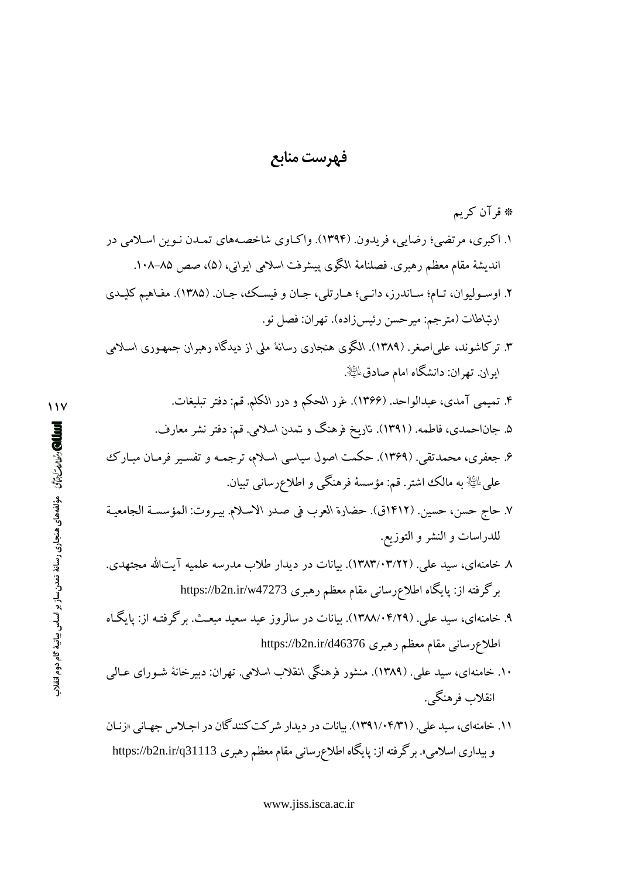# فهرست منابع

* قرآن کریم

۱. اکبری، مرتضی؛ رضایی، فریدون. (۱۳۹۴). واکاوی شاخصه‌های تمدن نوین اسلامی در اندیشهٔ مقام معظم رهبری. فصلنامهٔ الگوی پیشرفت اسلامی ایرانی، (۵)، صص ۸۵–۱۰۸.

۲. اوسولیوان، تام؛ ساندرز، دانی؛ هارتلی، جان و فیسک، جان. (۱۳۸۵). مفاهیم کلیدی ارتباطات (مترجم: میرحسن رئیس‌زاده). تهران: فصل نو.

۳. ترکاشوند، علی‌اصغر. (۱۳۸۹). الگوی هنجاری رسانهٔ ملی از دیدگاه رهبران جمهوری اسلامی ایران. تهران: دانشگاه امام صادق علیه‌السلام.

۴. تمیمی آمدی، عبدالواحد. (۱۳۶۶). غرر الحکم و درر الکلم. قم: دفتر تبلیغات.

۵. جان‌احمدی، فاطمه. (۱۳۹۱). تاریخ فرهنگ و تمدن اسلامی. قم: دفتر نشر معارف.

۶. جعفری، محمدتقی. (۱۳۶۹). حکمت اصول سیاسی اسلام، ترجمه و تفسیر فرمان مبارک علی علیه‌السلام به مالک اشتر. قم: مؤسسهٔ فرهنگی و اطلاع‌رسانی تبیان.

۷. حاج حسن، حسین. (۱۴۱۲ق). حضارة العرب فی صدر الاسلام. بیروت: المؤسسة الجامعیة للدراسات و النشر و التوزیع.

۸. خامنه‌ای، سید علی. (۱۳۸۳/۰۳/۲۲). بیانات در دیدار طلاب مدرسه علمیه آیت‌الله مجتهدی. برگرفته از: پایگاه اطلاع‌رسانی مقام معظم رهبری https://b2n.ir/w47273

۹. خامنه‌ای، سید علی. (۱۳۸۸/۰۴/۲۹). بیانات در سالروز عید سعید مبعث. برگرفته از: پایگاه اطلاع‌رسانی مقام معظم رهبری https://b2n.ir/d46376

۱۰. خامنه‌ای، سید علی. (۱۳۸۹). منشور فرهنگی انقلاب اسلامی. تهران: دبیرخانهٔ شورای عالی انقلاب فرهنگی.

۱۱. خامنه‌ای، سید علی. (۱۳۹۱/۰۴/۳۱). بیانات در دیدار شرکت‌کنندگان در اجلاس جهانی «زنان و بیداری اسلامی». برگرفته از: پایگاه اطلاع‌رسانی مقام معظم رهبری https://b2n.ir/q31113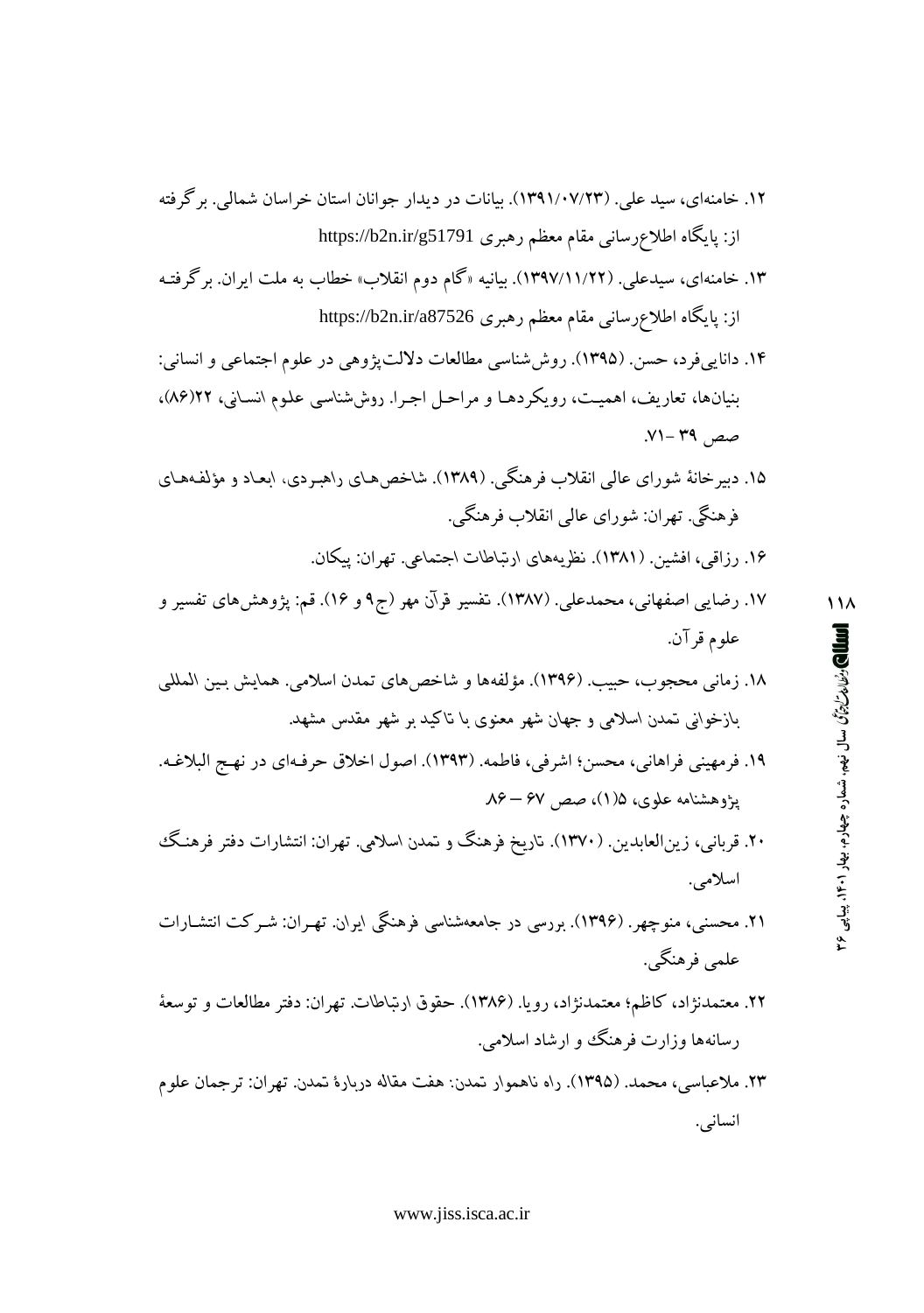۱۲. خامنه‌ای، سید علی. (۱۳۹۱/۰۷/۲۳). بیانات در دیدار جوانان استان خراسان شمالی. برگرفته از: پایگاه اطلاع‌رسانی مقام معظم رهبری https://b2n.ir/g51791

۱۳. خامنه‌ای، سیدعلی. (۱۳۹۷/۱۱/۲۲). بیانیه «گام دوم انقلاب» خطاب به ملت ایران. برگرفته از: پایگاه اطلاع‌رسانی مقام معظم رهبری https://b2n.ir/a87526

۱۴. دانایی‌فرد، حسن. (۱۳۹۵). روش‌شناسی مطالعات دلالت‌پژوهی در علوم اجتماعی و انسانی: بنیان‌ها، تعاریف، اهمیت، رویکردها و مراحل اجرا. روش‌شناسی علوم انسانی، ۲۲(۸۶)، صص ۳۹-۷۱.

۱۵. دبیرخانهٔ شورای عالی انقلاب فرهنگی. (۱۳۸۹). شاخص‌های راهبردی، ابعاد و مؤلفه‌های فرهنگی. تهران: شورای عالی انقلاب فرهنگی.

۱۶. رزاقی، افشین. (۱۳۸۱). نظریه‌های ارتباطات اجتماعی. تهران: پیکان.

۱۷. رضایی اصفهانی، محمدعلی. (۱۳۸۷). تفسیر قرآن مهر (ج۹ و ۱۶). قم: پژوهش‌های تفسیر و علوم قرآن.

۱۸. زمانی محجوب، حبیب. (۱۳۹۶). مؤلفه‌ها و شاخص‌های تمدن اسلامی. همایش بین المللی بازخوانی تمدن اسلامی و جهان شهر معنوی با تاکید بر شهر مقدس مشهد.

۱۹. فرمهینی فراهانی، محسن؛ اشرفی، فاطمه. (۱۳۹۳). اصول اخلاق حرفه‌ای در نهج البلاغه. پژوهشنامه علوی، ۵(۱)، صص ۶۷ – ۸۶.

۲۰. قربانی، زین‌العابدین. (۱۳۷۰). تاریخ فرهنگ و تمدن اسلامی. تهران: انتشارات دفتر فرهنگ اسلامی.

۲۱. محسنی، منوچهر. (۱۳۹۶). بررسی در جامعه‌شناسی فرهنگی ایران. تهران: شرکت انتشارات علمی فرهنگی.

۲۲. معتمدنژاد، کاظم؛ معتمدنژاد، رویا. (۱۳۸۶). حقوق ارتباطات. تهران: دفتر مطالعات و توسعهٔ رسانه‌ها وزارت فرهنگ و ارشاد اسلامی.

۲۳. ملاعباسی، محمد. (۱۳۹۵). راه ناهموار تمدن: هفت مقاله دربارهٔ تمدن. تهران: ترجمان علوم انسانی.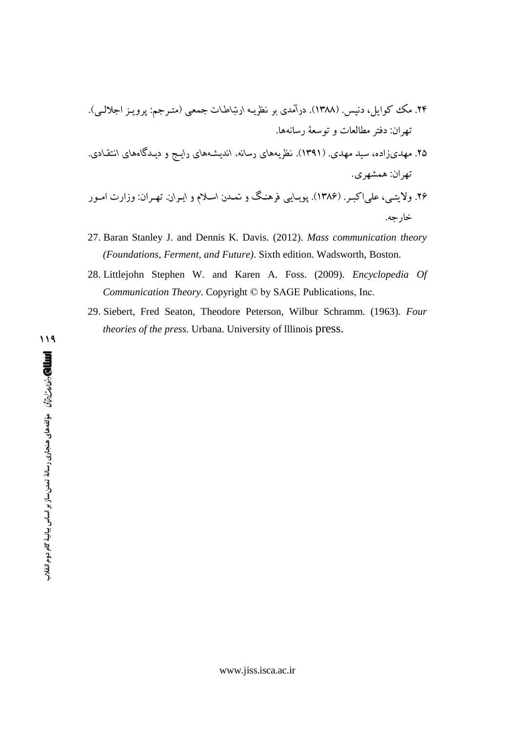۲۴. مک کوایل، دنیس. (۱۳۸۸). درآمدی بر نظریه ارتباطات جمعی (مترجم: پرویز اجلالی). تهران: دفتر مطالعات و توسعۀ رسانه‌ها.

۲۵. مهدی‌زاده، سید مهدی. (۱۳۹۱). نظریه‌های رسانه، اندیشه‌های رایج و دیدگاه‌های انتقادی. تهران: همشهری.

۲۶. ولایتی، علی‌اکبر. (۱۳۸۶). پویایی فرهنگ و تمدن اسلام و ایران. تهران: وزارت امور خارجه.

27. Baran Stanley J. and Dennis K. Davis. (2012). *Mass communication theory (Foundations, Ferment, and Future)*. Sixth edition. Wadsworth, Boston.

28. Littlejohn Stephen W. and Karen A. Foss. (2009). *Encyclopedia Of Communication Theory*. Copyright © by SAGE Publications, Inc.

29. Siebert, Fred Seaton, Theodore Peterson, Wilbur Schramm. (1963). *Four theories of the press*. Urbana. University of lllinois press.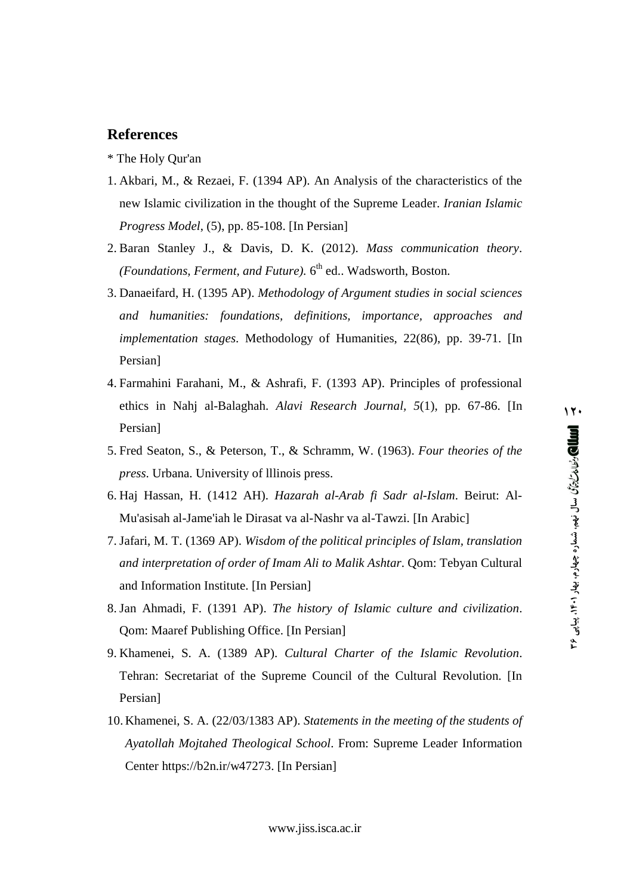## References

* The Holy Qur'an

1. Akbari, M., & Rezaei, F. (1394 AP). An Analysis of the characteristics of the new Islamic civilization in the thought of the Supreme Leader. *Iranian Islamic Progress Model*, (5), pp. 85-108. [In Persian]
2. Baran Stanley J., & Davis, D. K. (2012). *Mass communication theory*. *(Foundations, Ferment, and Future).* 6th ed.. Wadsworth, Boston.
3. Danaeifard, H. (1395 AP). *Methodology of Argument studies in social sciences and humanities: foundations, definitions, importance, approaches and implementation stages*. Methodology of Humanities, 22(86), pp. 39-71. [In Persian]
4. Farmahini Farahani, M., & Ashrafi, F. (1393 AP). Principles of professional ethics in Nahj al-Balaghah. *Alavi Research Journal*, *5*(1), pp. 67-86. [In Persian]
5. Fred Seaton, S., & Peterson, T., & Schramm, W. (1963). *Four theories of the press*. Urbana. University of lllinois press.
6. Haj Hassan, H. (1412 AH). *Hazarah al-Arab fi Sadr al-Islam*. Beirut: Al-Mu'asisah al-Jame'iah le Dirasat va al-Nashr va al-Tawzi. [In Arabic]
7. Jafari, M. T. (1369 AP). *Wisdom of the political principles of Islam, translation and interpretation of order of Imam Ali to Malik Ashtar*. Qom: Tebyan Cultural and Information Institute. [In Persian]
8. Jan Ahmadi, F. (1391 AP). *The history of Islamic culture and civilization*. Qom: Maaref Publishing Office. [In Persian]
9. Khamenei, S. A. (1389 AP). *Cultural Charter of the Islamic Revolution*. Tehran: Secretariat of the Supreme Council of the Cultural Revolution. [In Persian]
10. Khamenei, S. A. (22/03/1383 AP). *Statements in the meeting of the students of Ayatollah Mojtahed Theological School*. From: Supreme Leader Information Center https://b2n.ir/w47273. [In Persian]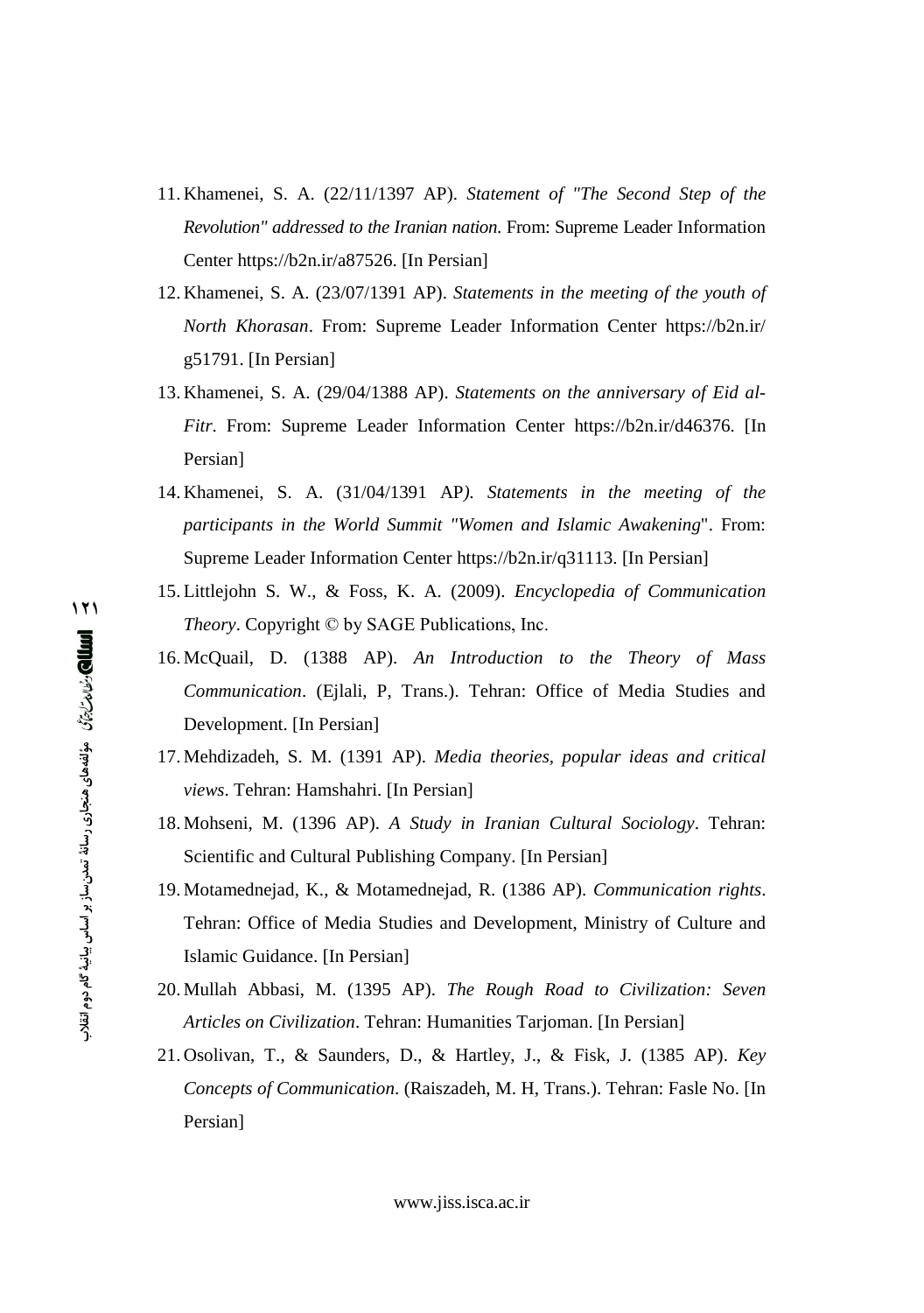11. Khamenei, S. A. (22/11/1397 AP). *Statement of "The Second Step of the Revolution" addressed to the Iranian nation.* From: Supreme Leader Information Center https://b2n.ir/a87526. [In Persian]
12. Khamenei, S. A. (23/07/1391 AP). *Statements in the meeting of the youth of North Khorasan*. From: Supreme Leader Information Center https://b2n.ir/g51791. [In Persian]
13. Khamenei, S. A. (29/04/1388 AP). *Statements on the anniversary of Eid al-Fitr*. From: Supreme Leader Information Center https://b2n.ir/d46376. [In Persian]
14. Khamenei, S. A. (31/04/1391 AP*). Statements in the meeting of the participants in the World Summit "Women and Islamic Awakening*". From: Supreme Leader Information Center https://b2n.ir/q31113. [In Persian]
15. Littlejohn S. W., & Foss, K. A. (2009). *Encyclopedia of Communication Theory*. Copyright © by SAGE Publications, Inc.
16. McQuail, D. (1388 AP). *An Introduction to the Theory of Mass Communication*. (Ejlali, P, Trans.). Tehran: Office of Media Studies and Development. [In Persian]
17. Mehdizadeh, S. M. (1391 AP). *Media theories, popular ideas and critical views*. Tehran: Hamshahri. [In Persian]
18. Mohseni, M. (1396 AP). *A Study in Iranian Cultural Sociology*. Tehran: Scientific and Cultural Publishing Company. [In Persian]
19. Motamednejad, K., & Motamednejad, R. (1386 AP). *Communication rights*. Tehran: Office of Media Studies and Development, Ministry of Culture and Islamic Guidance. [In Persian]
20. Mullah Abbasi, M. (1395 AP). *The Rough Road to Civilization: Seven Articles on Civilization*. Tehran: Humanities Tarjoman. [In Persian]
21. Osolivan, T., & Saunders, D., & Hartley, J., & Fisk, J. (1385 AP). *Key Concepts of Communication*. (Raiszadeh, M. H, Trans.). Tehran: Fasle No. [In Persian]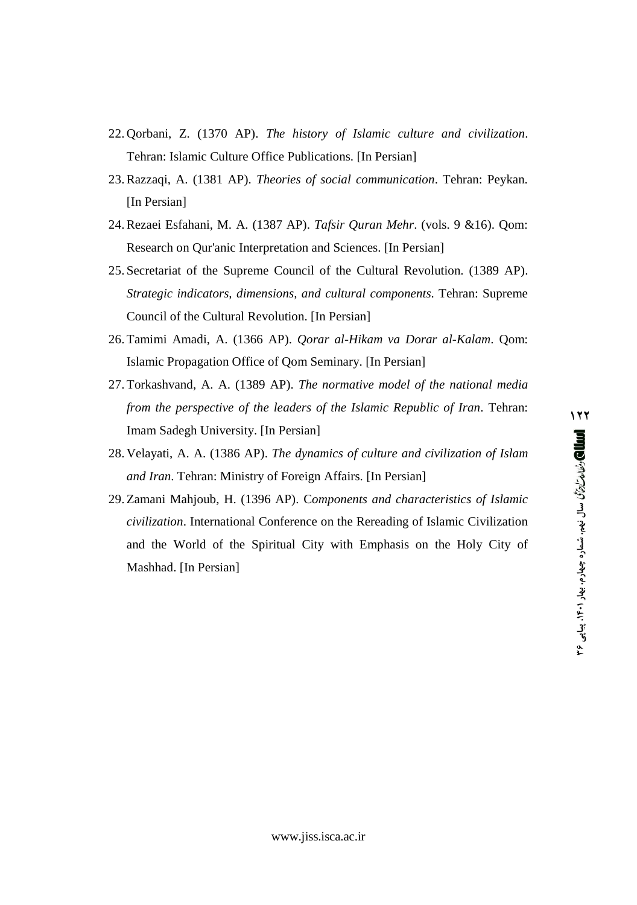22. Qorbani, Z. (1370 AP). *The history of Islamic culture and civilization*. Tehran: Islamic Culture Office Publications. [In Persian]
23. Razzaqi, A. (1381 AP). *Theories of social communication*. Tehran: Peykan. [In Persian]
24. Rezaei Esfahani, M. A. (1387 AP). *Tafsir Quran Mehr*. (vols. 9 &16). Qom: Research on Qur'anic Interpretation and Sciences. [In Persian]
25. Secretariat of the Supreme Council of the Cultural Revolution. (1389 AP). *Strategic indicators, dimensions, and cultural components*. Tehran: Supreme Council of the Cultural Revolution. [In Persian]
26. Tamimi Amadi, A. (1366 AP). *Qorar al-Hikam va Dorar al-Kalam*. Qom: Islamic Propagation Office of Qom Seminary. [In Persian]
27. Torkashvand, A. A. (1389 AP). *The normative model of the national media from the perspective of the leaders of the Islamic Republic of Iran*. Tehran: Imam Sadegh University. [In Persian]
28. Velayati, A. A. (1386 AP). *The dynamics of culture and civilization of Islam and Iran*. Tehran: Ministry of Foreign Affairs. [In Persian]
29. Zamani Mahjoub, H. (1396 AP). C*omponents and characteristics of Islamic civilization*. International Conference on the Rereading of Islamic Civilization and the World of the Spiritual City with Emphasis on the Holy City of Mashhad. [In Persian]